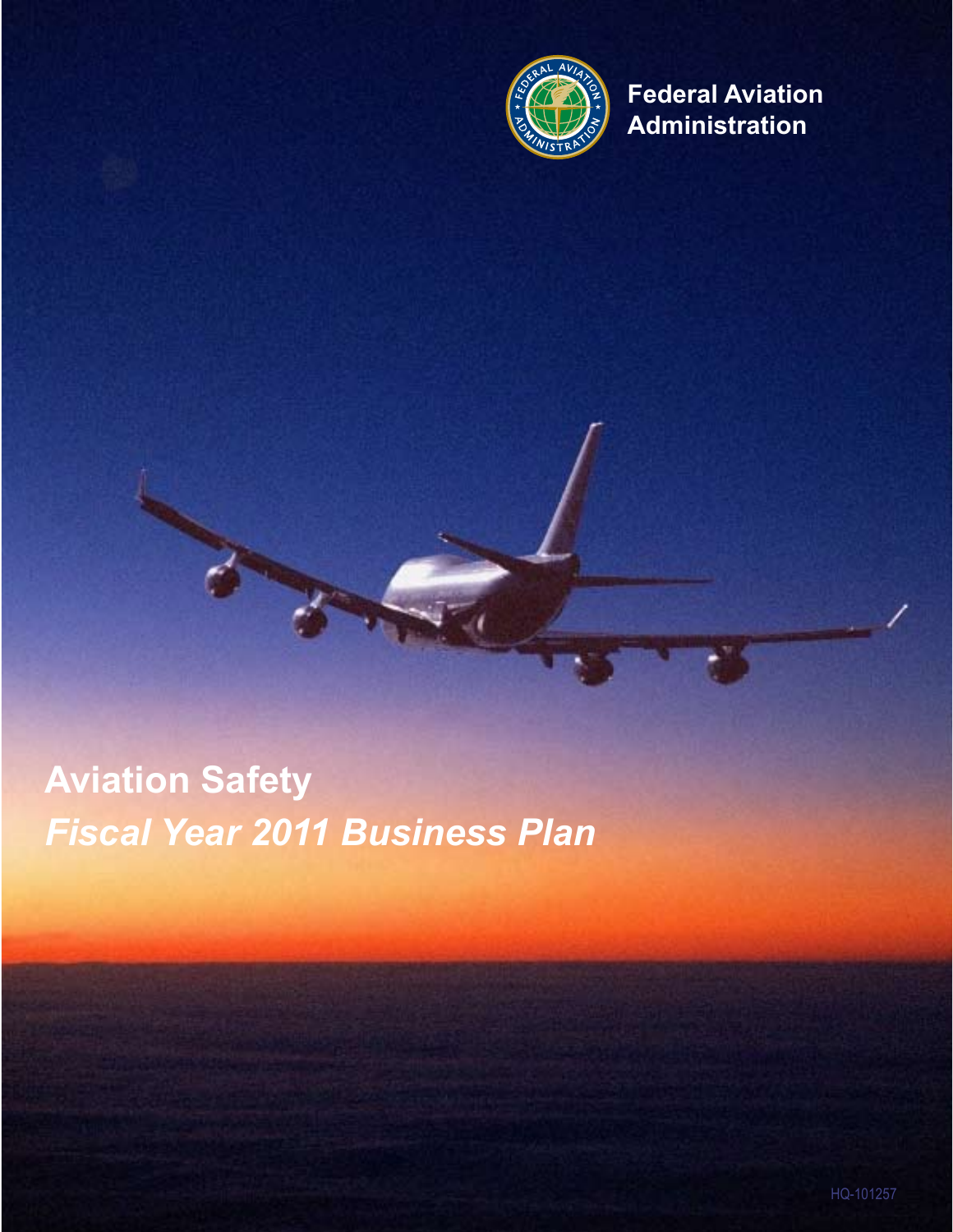Federal Aviation Administration

# Aviation Safety

## *Fiscal Year 2011 Business Plan*

HQ-101257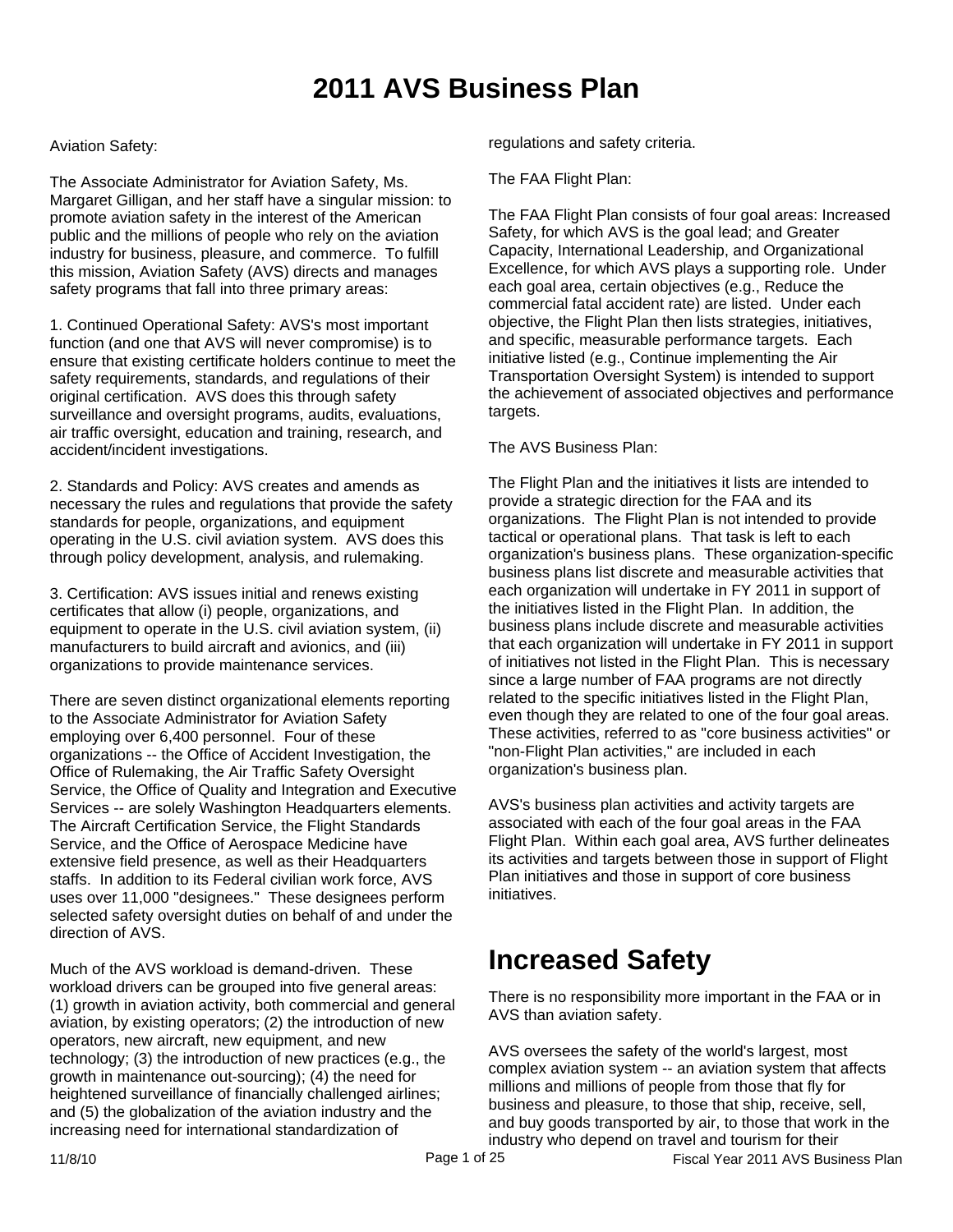# 2011 AVS Business Plan

Aviation Safety:

The Associate Administrator for Aviation Safety, Ms. Margaret Gilligan, and her staff have a singular mission: to promote aviation safety in the interest of the American public and the millions of people who rely on the aviation industry for business, pleasure, and commerce. To fulfill this mission, Aviation Safety (AVS) directs and manages safety programs that fall into three primary areas:

1. Continued Operational Safety: AVS's most important function (and one that AVS will never compromise) is to ensure that existing certificate holders continue to meet the safety requirements, standards, and regulations of their original certification. AVS does this through safety surveillance and oversight programs, audits, evaluations, air traffic oversight, education and training, research, and accident/incident investigations.

2. Standards and Policy: AVS creates and amends as necessary the rules and regulations that provide the safety standards for people, organizations, and equipment operating in the U.S. civil aviation system. AVS does this through policy development, analysis, and rulemaking.

3. Certification: AVS issues initial and renews existing certificates that allow (i) people, organizations, and equipment to operate in the U.S. civil aviation system, (ii) manufacturers to build aircraft and avionics, and (iii) organizations to provide maintenance services.

There are seven distinct organizational elements reporting to the Associate Administrator for Aviation Safety employing over 6,400 personnel. Four of these organizations -- the Office of Accident Investigation, the Office of Rulemaking, the Air Traffic Safety Oversight Service, the Office of Quality and Integration and Executive Services -- are solely Washington Headquarters elements. The Aircraft Certification Service, the Flight Standards Service, and the Office of Aerospace Medicine have extensive field presence, as well as their Headquarters staffs. In addition to its Federal civilian work force, AVS uses over 11,000 "designees." These designees perform selected safety oversight duties on behalf of and under the direction of AVS.

Much of the AVS workload is demand-driven. These workload drivers can be grouped into five general areas: (1) growth in aviation activity, both commercial and general aviation, by existing operators; (2) the introduction of new operators, new aircraft, new equipment, and new technology; (3) the introduction of new practices (e.g., the growth in maintenance out-sourcing); (4) the need for heightened surveillance of financially challenged airlines; and (5) the globalization of the aviation industry and the increasing need for international standardization of regulations and safety criteria.

The FAA Flight Plan:

The FAA Flight Plan consists of four goal areas: Increased Safety, for which AVS is the goal lead; and Greater Capacity, International Leadership, and Organizational Excellence, for which AVS plays a supporting role. Under each goal area, certain objectives (e.g., Reduce the commercial fatal accident rate) are listed. Under each objective, the Flight Plan then lists strategies, initiatives, and specific, measurable performance targets. Each initiative listed (e.g., Continue implementing the Air Transportation Oversight System) is intended to support the achievement of associated objectives and performance targets.

The AVS Business Plan:

The Flight Plan and the initiatives it lists are intended to provide a strategic direction for the FAA and its organizations. The Flight Plan is not intended to provide tactical or operational plans. That task is left to each organization's business plans. These organization-specific business plans list discrete and measurable activities that each organization will undertake in FY 2011 in support of the initiatives listed in the Flight Plan. In addition, the business plans include discrete and measurable activities that each organization will undertake in FY 2011 in support of initiatives not listed in the Flight Plan. This is necessary since a large number of FAA programs are not directly related to the specific initiatives listed in the Flight Plan, even though they are related to one of the four goal areas. These activities, referred to as "core business activities" or "non-Flight Plan activities," are included in each organization's business plan.

AVS's business plan activities and activity targets are associated with each of the four goal areas in the FAA Flight Plan. Within each goal area, AVS further delineates its activities and targets between those in support of Flight Plan initiatives and those in support of core business initiatives.

## Increased Safety

There is no responsibility more important in the FAA or in AVS than aviation safety.

AVS oversees the safety of the world's largest, most complex aviation system -- an aviation system that affects millions and millions of people from those that fly for business and pleasure, to those that ship, receive, sell, and buy goods transported by air, to those that work in the industry who depend on travel and tourism for their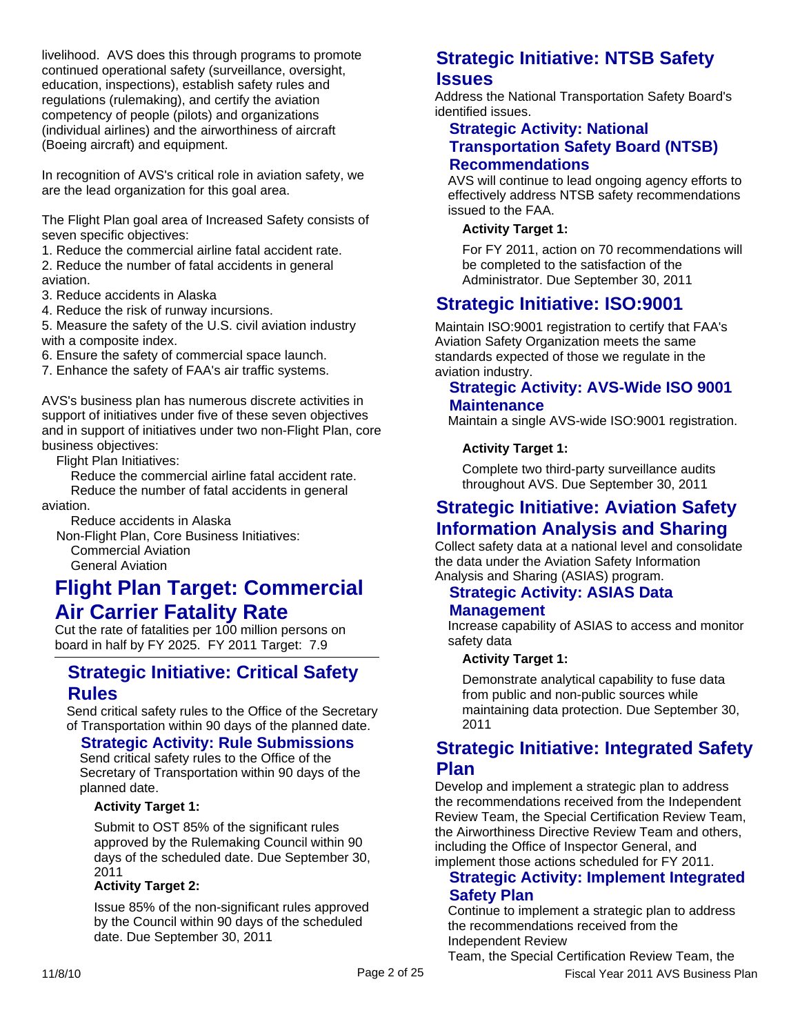livelihood. AVS does this through programs to promote continued operational safety (surveillance, oversight, education, inspections), establish safety rules and regulations (rulemaking), and certify the aviation competency of people (pilots) and organizations (individual airlines) and the airworthiness of aircraft (Boeing aircraft) and equipment.

In recognition of AVS's critical role in aviation safety, we are the lead organization for this goal area.

The Flight Plan goal area of Increased Safety consists of seven specific objectives:

1. Reduce the commercial airline fatal accident rate.
2. Reduce the number of fatal accidents in general aviation.
3. Reduce accidents in Alaska
4. Reduce the risk of runway incursions.
5. Measure the safety of the U.S. civil aviation industry with a composite index.
6. Ensure the safety of commercial space launch.
7. Enhance the safety of FAA's air traffic systems.

AVS's business plan has numerous discrete activities in support of initiatives under five of these seven objectives and in support of initiatives under two non-Flight Plan, core business objectives:

- Flight Plan Initiatives:
  - Reduce the commercial airline fatal accident rate.
  - Reduce the number of fatal accidents in general aviation.
  - Reduce accidents in Alaska
- Non-Flight Plan, Core Business Initiatives:
  - Commercial Aviation
  - General Aviation

# Flight Plan Target: Commercial Air Carrier Fatality Rate

Cut the rate of fatalities per 100 million persons on board in half by FY 2025. FY 2011 Target: 7.9

## Strategic Initiative: Critical Safety Rules

Send critical safety rules to the Office of the Secretary of Transportation within 90 days of the planned date.

### Strategic Activity: Rule Submissions

Send critical safety rules to the Office of the Secretary of Transportation within 90 days of the planned date.

**Activity Target 1:**

Submit to OST 85% of the significant rules approved by the Rulemaking Council within 90 days of the scheduled date. Due September 30, 2011

**Activity Target 2:**

Issue 85% of the non-significant rules approved by the Council within 90 days of the scheduled date. Due September 30, 2011

## Strategic Initiative: NTSB Safety Issues

Address the National Transportation Safety Board's identified issues.

### Strategic Activity: National Transportation Safety Board (NTSB) Recommendations

AVS will continue to lead ongoing agency efforts to effectively address NTSB safety recommendations issued to the FAA.

**Activity Target 1:**

For FY 2011, action on 70 recommendations will be completed to the satisfaction of the Administrator. Due September 30, 2011

## Strategic Initiative: ISO:9001

Maintain ISO:9001 registration to certify that FAA's Aviation Safety Organization meets the same standards expected of those we regulate in the aviation industry.

### Strategic Activity: AVS-Wide ISO 9001 Maintenance

Maintain a single AVS-wide ISO:9001 registration.

**Activity Target 1:**

Complete two third-party surveillance audits throughout AVS. Due September 30, 2011

## Strategic Initiative: Aviation Safety Information Analysis and Sharing

Collect safety data at a national level and consolidate the data under the Aviation Safety Information Analysis and Sharing (ASIAS) program.

### Strategic Activity: ASIAS Data Management

Increase capability of ASIAS to access and monitor safety data

**Activity Target 1:**

Demonstrate analytical capability to fuse data from public and non-public sources while maintaining data protection. Due September 30, 2011

## Strategic Initiative: Integrated Safety Plan

Develop and implement a strategic plan to address the recommendations received from the Independent Review Team, the Special Certification Review Team, the Airworthiness Directive Review Team and others, including the Office of Inspector General, and implement those actions scheduled for FY 2011.

### Strategic Activity: Implement Integrated Safety Plan

Continue to implement a strategic plan to address the recommendations received from the Independent Review Team, the Special Certification Review Team, the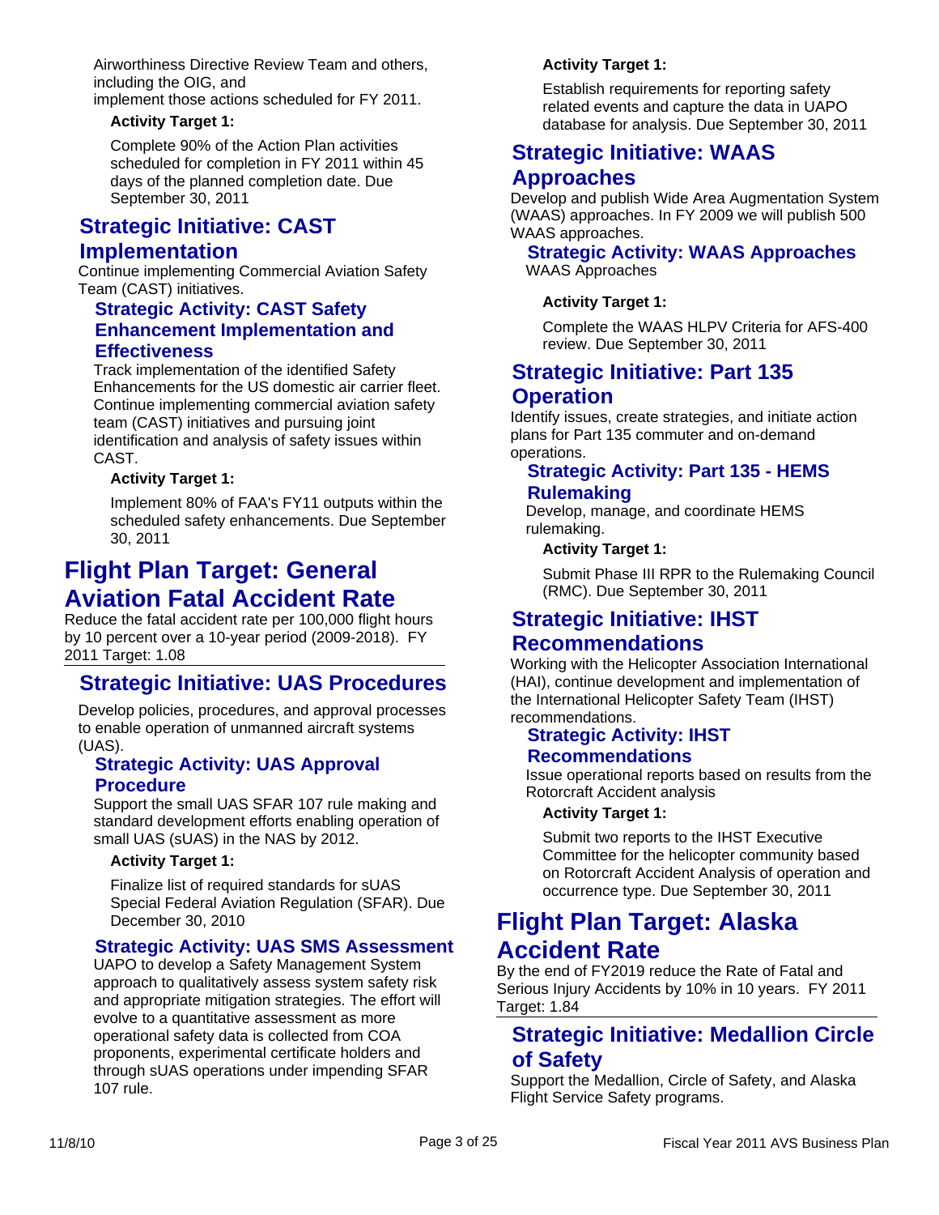Airworthiness Directive Review Team and others, including the OIG, and implement those actions scheduled for FY 2011.

**Activity Target 1:**

Complete 90% of the Action Plan activities scheduled for completion in FY 2011 within 45 days of the planned completion date. Due September 30, 2011

## Strategic Initiative: CAST Implementation

Continue implementing Commercial Aviation Safety Team (CAST) initiatives.

### Strategic Activity: CAST Safety Enhancement Implementation and Effectiveness

Track implementation of the identified Safety Enhancements for the US domestic air carrier fleet. Continue implementing commercial aviation safety team (CAST) initiatives and pursuing joint identification and analysis of safety issues within CAST.

**Activity Target 1:**

Implement 80% of FAA's FY11 outputs within the scheduled safety enhancements. Due September 30, 2011

# Flight Plan Target: General Aviation Fatal Accident Rate

Reduce the fatal accident rate per 100,000 flight hours by 10 percent over a 10-year period (2009-2018). FY 2011 Target: 1.08

## Strategic Initiative: UAS Procedures

Develop policies, procedures, and approval processes to enable operation of unmanned aircraft systems (UAS).

### Strategic Activity: UAS Approval Procedure

Support the small UAS SFAR 107 rule making and standard development efforts enabling operation of small UAS (sUAS) in the NAS by 2012.

**Activity Target 1:**

Finalize list of required standards for sUAS Special Federal Aviation Regulation (SFAR). Due December 30, 2010

### Strategic Activity: UAS SMS Assessment

UAPO to develop a Safety Management System approach to qualitatively assess system safety risk and appropriate mitigation strategies. The effort will evolve to a quantitative assessment as more operational safety data is collected from COA proponents, experimental certificate holders and through sUAS operations under impending SFAR 107 rule.

**Activity Target 1:**

Establish requirements for reporting safety related events and capture the data in UAPO database for analysis. Due September 30, 2011

## Strategic Initiative: WAAS Approaches

Develop and publish Wide Area Augmentation System (WAAS) approaches. In FY 2009 we will publish 500 WAAS approaches.

### Strategic Activity: WAAS Approaches

WAAS Approaches

**Activity Target 1:**

Complete the WAAS HLPV Criteria for AFS-400 review. Due September 30, 2011

## Strategic Initiative: Part 135 Operation

Identify issues, create strategies, and initiate action plans for Part 135 commuter and on-demand operations.

### Strategic Activity: Part 135 - HEMS Rulemaking

Develop, manage, and coordinate HEMS rulemaking.

**Activity Target 1:**

Submit Phase III RPR to the Rulemaking Council (RMC). Due September 30, 2011

## Strategic Initiative: IHST Recommendations

Working with the Helicopter Association International (HAI), continue development and implementation of the International Helicopter Safety Team (IHST) recommendations.

### Strategic Activity: IHST Recommendations

Issue operational reports based on results from the Rotorcraft Accident analysis

**Activity Target 1:**

Submit two reports to the IHST Executive Committee for the helicopter community based on Rotorcraft Accident Analysis of operation and occurrence type. Due September 30, 2011

# Flight Plan Target: Alaska Accident Rate

By the end of FY2019 reduce the Rate of Fatal and Serious Injury Accidents by 10% in 10 years. FY 2011 Target: 1.84

## Strategic Initiative: Medallion Circle of Safety

Support the Medallion, Circle of Safety, and Alaska Flight Service Safety programs.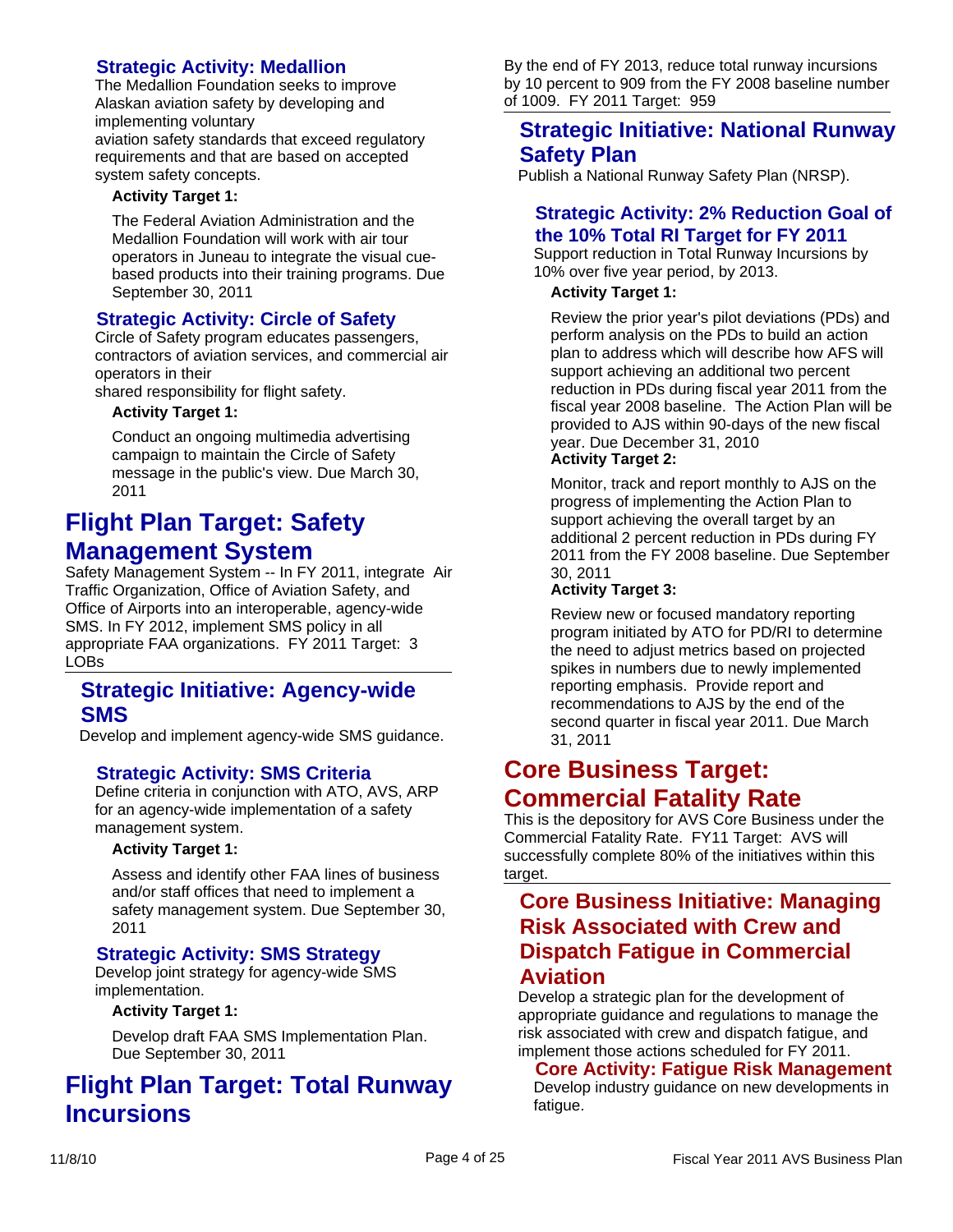### Strategic Activity: Medallion

The Medallion Foundation seeks to improve Alaskan aviation safety by developing and implementing voluntary aviation safety standards that exceed regulatory requirements and that are based on accepted system safety concepts.

**Activity Target 1:**

The Federal Aviation Administration and the Medallion Foundation will work with air tour operators in Juneau to integrate the visual cue-based products into their training programs. Due September 30, 2011

### Strategic Activity: Circle of Safety

Circle of Safety program educates passengers, contractors of aviation services, and commercial air operators in their shared responsibility for flight safety.

**Activity Target 1:**

Conduct an ongoing multimedia advertising campaign to maintain the Circle of Safety message in the public's view. Due March 30, 2011

# Flight Plan Target: Safety Management System

Safety Management System -- In FY 2011, integrate Air Traffic Organization, Office of Aviation Safety, and Office of Airports into an interoperable, agency-wide SMS. In FY 2012, implement SMS policy in all appropriate FAA organizations. FY 2011 Target: 3 LOBs

## Strategic Initiative: Agency-wide SMS

Develop and implement agency-wide SMS guidance.

### Strategic Activity: SMS Criteria

Define criteria in conjunction with ATO, AVS, ARP for an agency-wide implementation of a safety management system.

**Activity Target 1:**

Assess and identify other FAA lines of business and/or staff offices that need to implement a safety management system. Due September 30, 2011

### Strategic Activity: SMS Strategy

Develop joint strategy for agency-wide SMS implementation.

**Activity Target 1:**

Develop draft FAA SMS Implementation Plan. Due September 30, 2011

# Flight Plan Target: Total Runway Incursions

By the end of FY 2013, reduce total runway incursions by 10 percent to 909 from the FY 2008 baseline number of 1009. FY 2011 Target: 959

## Strategic Initiative: National Runway Safety Plan

Publish a National Runway Safety Plan (NRSP).

### Strategic Activity: 2% Reduction Goal of the 10% Total RI Target for FY 2011

Support reduction in Total Runway Incursions by 10% over five year period, by 2013.

**Activity Target 1:**

Review the prior year's pilot deviations (PDs) and perform analysis on the PDs to build an action plan to address which will describe how AFS will support achieving an additional two percent reduction in PDs during fiscal year 2011 from the fiscal year 2008 baseline. The Action Plan will be provided to AJS within 90-days of the new fiscal year. Due December 31, 2010

**Activity Target 2:**

Monitor, track and report monthly to AJS on the progress of implementing the Action Plan to support achieving the overall target by an additional 2 percent reduction in PDs during FY 2011 from the FY 2008 baseline. Due September 30, 2011

**Activity Target 3:**

Review new or focused mandatory reporting program initiated by ATO for PD/RI to determine the need to adjust metrics based on projected spikes in numbers due to newly implemented reporting emphasis. Provide report and recommendations to AJS by the end of the second quarter in fiscal year 2011. Due March 31, 2011

# Core Business Target: Commercial Fatality Rate

This is the depository for AVS Core Business under the Commercial Fatality Rate. FY11 Target: AVS will successfully complete 80% of the initiatives within this target.

## Core Business Initiative: Managing Risk Associated with Crew and Dispatch Fatigue in Commercial Aviation

Develop a strategic plan for the development of appropriate guidance and regulations to manage the risk associated with crew and dispatch fatigue, and implement those actions scheduled for FY 2011.

### Core Activity: Fatigue Risk Management

Develop industry guidance on new developments in fatigue.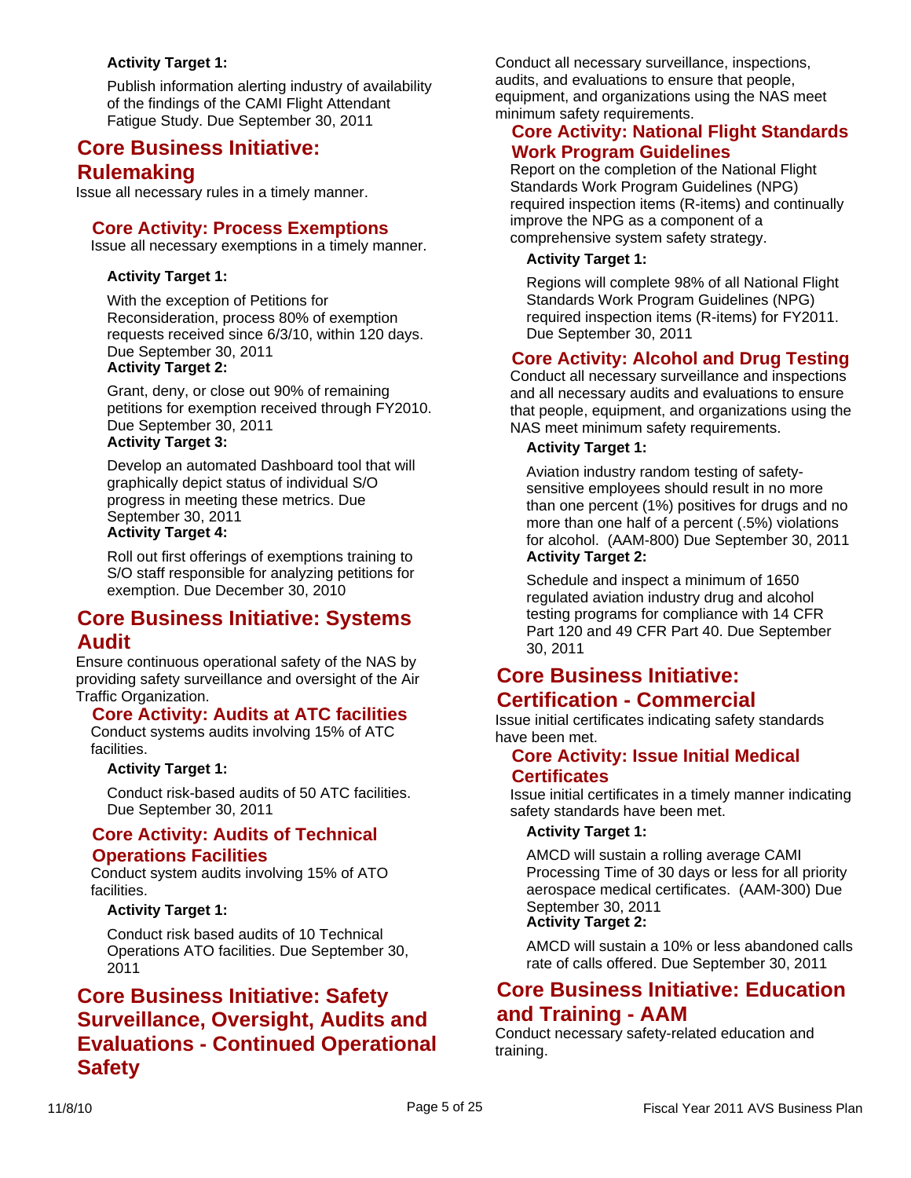**Activity Target 1:**

Publish information alerting industry of availability of the findings of the CAMI Flight Attendant Fatigue Study. Due September 30, 2011

## Core Business Initiative: Rulemaking

Issue all necessary rules in a timely manner.

### Core Activity: Process Exemptions

Issue all necessary exemptions in a timely manner.

**Activity Target 1:**

With the exception of Petitions for Reconsideration, process 80% of exemption requests received since 6/3/10, within 120 days. Due September 30, 2011

**Activity Target 2:**

Grant, deny, or close out 90% of remaining petitions for exemption received through FY2010. Due September 30, 2011

**Activity Target 3:**

Develop an automated Dashboard tool that will graphically depict status of individual S/O progress in meeting these metrics. Due September 30, 2011

**Activity Target 4:**

Roll out first offerings of exemptions training to S/O staff responsible for analyzing petitions for exemption. Due December 30, 2010

## Core Business Initiative: Systems Audit

Ensure continuous operational safety of the NAS by providing safety surveillance and oversight of the Air Traffic Organization.

### Core Activity: Audits at ATC facilities

Conduct systems audits involving 15% of ATC facilities.

**Activity Target 1:**

Conduct risk-based audits of 50 ATC facilities. Due September 30, 2011

### Core Activity: Audits of Technical Operations Facilities

Conduct system audits involving 15% of ATO facilities.

**Activity Target 1:**

Conduct risk based audits of 10 Technical Operations ATO facilities. Due September 30, 2011

## Core Business Initiative: Safety Surveillance, Oversight, Audits and Evaluations - Continued Operational Safety

Conduct all necessary surveillance, inspections, audits, and evaluations to ensure that people, equipment, and organizations using the NAS meet minimum safety requirements.

### Core Activity: National Flight Standards Work Program Guidelines

Report on the completion of the National Flight Standards Work Program Guidelines (NPG) required inspection items (R-items) and continually improve the NPG as a component of a comprehensive system safety strategy.

**Activity Target 1:**

Regions will complete 98% of all National Flight Standards Work Program Guidelines (NPG) required inspection items (R-items) for FY2011. Due September 30, 2011

### Core Activity: Alcohol and Drug Testing

Conduct all necessary surveillance and inspections and all necessary audits and evaluations to ensure that people, equipment, and organizations using the NAS meet minimum safety requirements.

**Activity Target 1:**

Aviation industry random testing of safety-sensitive employees should result in no more than one percent (1%) positives for drugs and no more than one half of a percent (.5%) violations for alcohol. (AAM-800) Due September 30, 2011

**Activity Target 2:**

Schedule and inspect a minimum of 1650 regulated aviation industry drug and alcohol testing programs for compliance with 14 CFR Part 120 and 49 CFR Part 40. Due September 30, 2011

## Core Business Initiative: Certification - Commercial

Issue initial certificates indicating safety standards have been met.

### Core Activity: Issue Initial Medical Certificates

Issue initial certificates in a timely manner indicating safety standards have been met.

**Activity Target 1:**

AMCD will sustain a rolling average CAMI Processing Time of 30 days or less for all priority aerospace medical certificates. (AAM-300) Due September 30, 2011

**Activity Target 2:**

AMCD will sustain a 10% or less abandoned calls rate of calls offered. Due September 30, 2011

## Core Business Initiative: Education and Training - AAM

Conduct necessary safety-related education and training.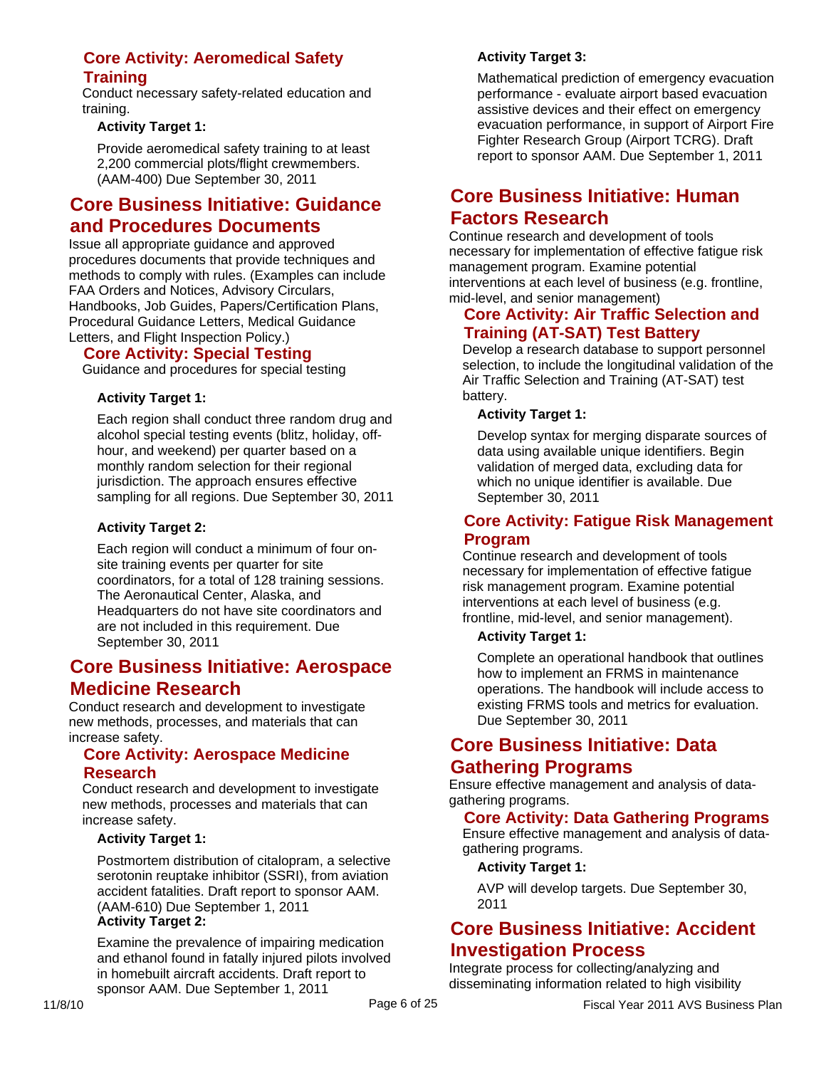### Core Activity: Aeromedical Safety Training

Conduct necessary safety-related education and training.

**Activity Target 1:**

Provide aeromedical safety training to at least 2,200 commercial plots/flight crewmembers. (AAM-400) Due September 30, 2011

## Core Business Initiative: Guidance and Procedures Documents

Issue all appropriate guidance and approved procedures documents that provide techniques and methods to comply with rules. (Examples can include FAA Orders and Notices, Advisory Circulars, Handbooks, Job Guides, Papers/Certification Plans, Procedural Guidance Letters, Medical Guidance Letters, and Flight Inspection Policy.)

### Core Activity: Special Testing

Guidance and procedures for special testing

**Activity Target 1:**

Each region shall conduct three random drug and alcohol special testing events (blitz, holiday, off-hour, and weekend) per quarter based on a monthly random selection for their regional jurisdiction. The approach ensures effective sampling for all regions. Due September 30, 2011

**Activity Target 2:**

Each region will conduct a minimum of four on-site training events per quarter for site coordinators, for a total of 128 training sessions. The Aeronautical Center, Alaska, and Headquarters do not have site coordinators and are not included in this requirement. Due September 30, 2011

## Core Business Initiative: Aerospace Medicine Research

Conduct research and development to investigate new methods, processes, and materials that can increase safety.

### Core Activity: Aerospace Medicine Research

Conduct research and development to investigate new methods, processes and materials that can increase safety.

**Activity Target 1:**

Postmortem distribution of citalopram, a selective serotonin reuptake inhibitor (SSRI), from aviation accident fatalities. Draft report to sponsor AAM. (AAM-610) Due September 1, 2011

**Activity Target 2:**

Examine the prevalence of impairing medication and ethanol found in fatally injured pilots involved in homebuilt aircraft accidents. Draft report to sponsor AAM. Due September 1, 2011

**Activity Target 3:**

Mathematical prediction of emergency evacuation performance - evaluate airport based evacuation assistive devices and their effect on emergency evacuation performance, in support of Airport Fire Fighter Research Group (Airport TCRG). Draft report to sponsor AAM. Due September 1, 2011

## Core Business Initiative: Human Factors Research

Continue research and development of tools necessary for implementation of effective fatigue risk management program. Examine potential interventions at each level of business (e.g. frontline, mid-level, and senior management)

### Core Activity: Air Traffic Selection and Training (AT-SAT) Test Battery

Develop a research database to support personnel selection, to include the longitudinal validation of the Air Traffic Selection and Training (AT-SAT) test battery.

**Activity Target 1:**

Develop syntax for merging disparate sources of data using available unique identifiers. Begin validation of merged data, excluding data for which no unique identifier is available. Due September 30, 2011

### Core Activity: Fatigue Risk Management Program

Continue research and development of tools necessary for implementation of effective fatigue risk management program. Examine potential interventions at each level of business (e.g. frontline, mid-level, and senior management).

**Activity Target 1:**

Complete an operational handbook that outlines how to implement an FRMS in maintenance operations. The handbook will include access to existing FRMS tools and metrics for evaluation. Due September 30, 2011

## Core Business Initiative: Data Gathering Programs

Ensure effective management and analysis of data-gathering programs.

### Core Activity: Data Gathering Programs

Ensure effective management and analysis of data-gathering programs.

**Activity Target 1:**

AVP will develop targets. Due September 30, 2011

## Core Business Initiative: Accident Investigation Process

Integrate process for collecting/analyzing and disseminating information related to high visibility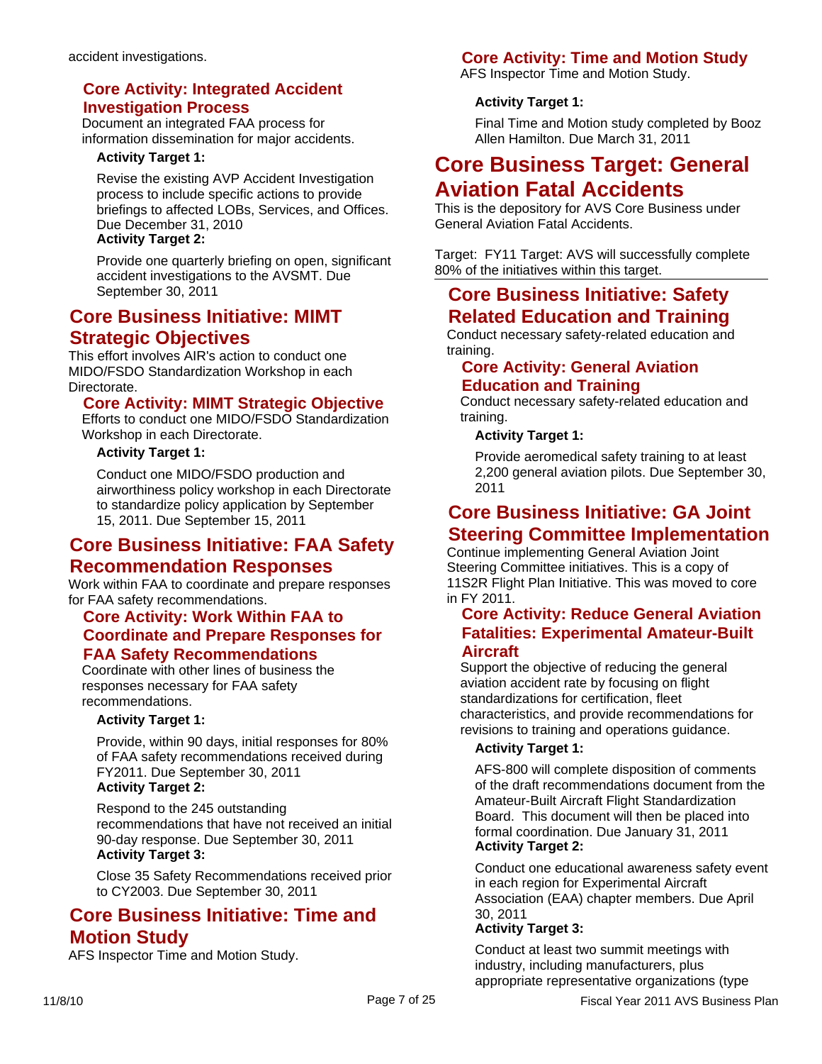accident investigations.

### Core Activity: Integrated Accident Investigation Process

Document an integrated FAA process for information dissemination for major accidents.

**Activity Target 1:**

Revise the existing AVP Accident Investigation process to include specific actions to provide briefings to affected LOBs, Services, and Offices. Due December 31, 2010

**Activity Target 2:**

Provide one quarterly briefing on open, significant accident investigations to the AVSMT. Due September 30, 2011

## Core Business Initiative: MIMT Strategic Objectives

This effort involves AIR's action to conduct one MIDO/FSDO Standardization Workshop in each Directorate.

### Core Activity: MIMT Strategic Objective

Efforts to conduct one MIDO/FSDO Standardization Workshop in each Directorate.

**Activity Target 1:**

Conduct one MIDO/FSDO production and airworthiness policy workshop in each Directorate to standardize policy application by September 15, 2011. Due September 15, 2011

## Core Business Initiative: FAA Safety Recommendation Responses

Work within FAA to coordinate and prepare responses for FAA safety recommendations.

### Core Activity: Work Within FAA to Coordinate and Prepare Responses for FAA Safety Recommendations

Coordinate with other lines of business the responses necessary for FAA safety recommendations.

**Activity Target 1:**

Provide, within 90 days, initial responses for 80% of FAA safety recommendations received during FY2011. Due September 30, 2011

**Activity Target 2:**

Respond to the 245 outstanding recommendations that have not received an initial 90-day response. Due September 30, 2011

**Activity Target 3:**

Close 35 Safety Recommendations received prior to CY2003. Due September 30, 2011

## Core Business Initiative: Time and Motion Study

AFS Inspector Time and Motion Study.

### Core Activity: Time and Motion Study

AFS Inspector Time and Motion Study.

**Activity Target 1:**

Final Time and Motion study completed by Booz Allen Hamilton. Due March 31, 2011

# Core Business Target: General Aviation Fatal Accidents

This is the depository for AVS Core Business under General Aviation Fatal Accidents.

Target: FY11 Target: AVS will successfully complete 80% of the initiatives within this target.

## Core Business Initiative: Safety Related Education and Training

Conduct necessary safety-related education and training.

### Core Activity: General Aviation Education and Training

Conduct necessary safety-related education and training.

**Activity Target 1:**

Provide aeromedical safety training to at least 2,200 general aviation pilots. Due September 30, 2011

## Core Business Initiative: GA Joint Steering Committee Implementation

Continue implementing General Aviation Joint Steering Committee initiatives. This is a copy of 11S2R Flight Plan Initiative. This was moved to core in FY 2011.

### Core Activity: Reduce General Aviation Fatalities: Experimental Amateur-Built Aircraft

Support the objective of reducing the general aviation accident rate by focusing on flight standardizations for certification, fleet characteristics, and provide recommendations for revisions to training and operations guidance.

**Activity Target 1:**

AFS-800 will complete disposition of comments of the draft recommendations document from the Amateur-Built Aircraft Flight Standardization Board. This document will then be placed into formal coordination. Due January 31, 2011

**Activity Target 2:**

Conduct one educational awareness safety event in each region for Experimental Aircraft Association (EAA) chapter members. Due April 30, 2011

**Activity Target 3:**

Conduct at least two summit meetings with industry, including manufacturers, plus appropriate representative organizations (type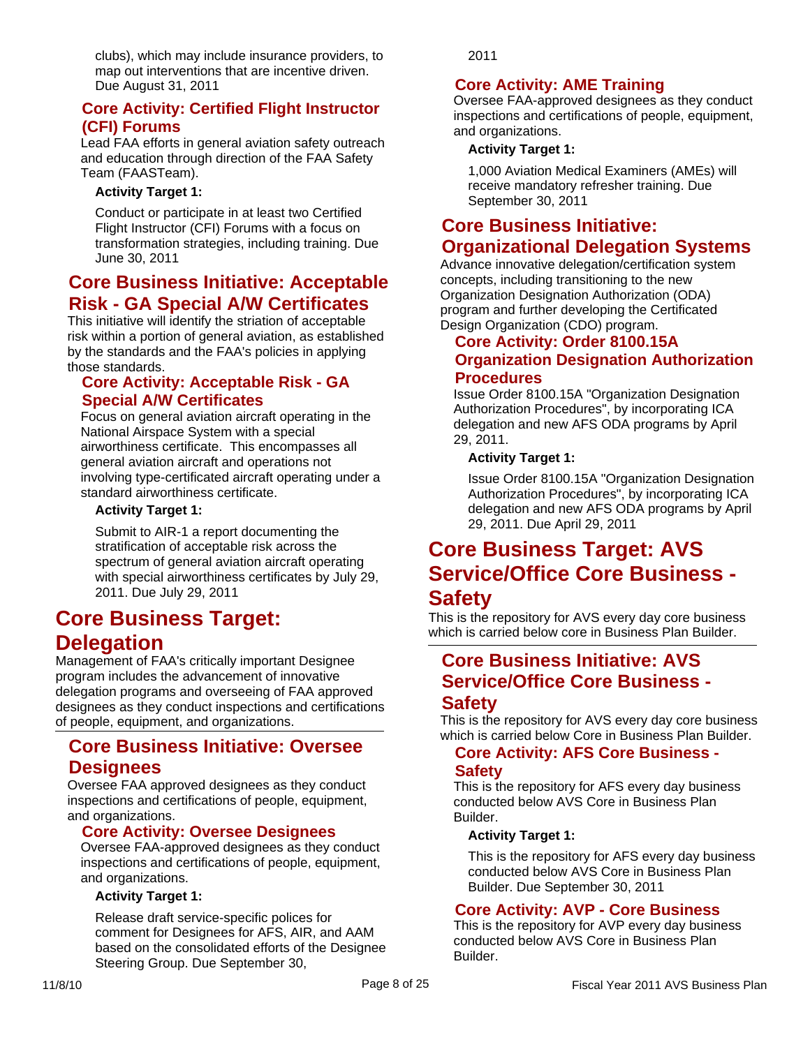clubs), which may include insurance providers, to map out interventions that are incentive driven. Due August 31, 2011

### Core Activity: Certified Flight Instructor (CFI) Forums

Lead FAA efforts in general aviation safety outreach and education through direction of the FAA Safety Team (FAASTeam).

**Activity Target 1:**

Conduct or participate in at least two Certified Flight Instructor (CFI) Forums with a focus on transformation strategies, including training. Due June 30, 2011

## Core Business Initiative: Acceptable Risk - GA Special A/W Certificates

This initiative will identify the striation of acceptable risk within a portion of general aviation, as established by the standards and the FAA's policies in applying those standards.

### Core Activity: Acceptable Risk - GA Special A/W Certificates

Focus on general aviation aircraft operating in the National Airspace System with a special airworthiness certificate. This encompasses all general aviation aircraft and operations not involving type-certificated aircraft operating under a standard airworthiness certificate.

**Activity Target 1:**

Submit to AIR-1 a report documenting the stratification of acceptable risk across the spectrum of general aviation aircraft operating with special airworthiness certificates by July 29, 2011. Due July 29, 2011

# Core Business Target: Delegation

Management of FAA's critically important Designee program includes the advancement of innovative delegation programs and overseeing of FAA approved designees as they conduct inspections and certifications of people, equipment, and organizations.

## Core Business Initiative: Oversee Designees

Oversee FAA approved designees as they conduct inspections and certifications of people, equipment, and organizations.

### Core Activity: Oversee Designees

Oversee FAA-approved designees as they conduct inspections and certifications of people, equipment, and organizations.

**Activity Target 1:**

Release draft service-specific polices for comment for Designees for AFS, AIR, and AAM based on the consolidated efforts of the Designee Steering Group. Due September 30, 2011

### Core Activity: AME Training

Oversee FAA-approved designees as they conduct inspections and certifications of people, equipment, and organizations.

**Activity Target 1:**

1,000 Aviation Medical Examiners (AMEs) will receive mandatory refresher training. Due September 30, 2011

## Core Business Initiative: Organizational Delegation Systems

Advance innovative delegation/certification system concepts, including transitioning to the new Organization Designation Authorization (ODA) program and further developing the Certificated Design Organization (CDO) program.

### Core Activity: Order 8100.15A Organization Designation Authorization Procedures

Issue Order 8100.15A "Organization Designation Authorization Procedures", by incorporating ICA delegation and new AFS ODA programs by April 29, 2011.

**Activity Target 1:**

Issue Order 8100.15A "Organization Designation Authorization Procedures", by incorporating ICA delegation and new AFS ODA programs by April 29, 2011. Due April 29, 2011

# Core Business Target: AVS Service/Office Core Business - Safety

This is the repository for AVS every day core business which is carried below core in Business Plan Builder.

## Core Business Initiative: AVS Service/Office Core Business - Safety

This is the repository for AVS every day core business which is carried below Core in Business Plan Builder.

### Core Activity: AFS Core Business - Safety

This is the repository for AFS every day business conducted below AVS Core in Business Plan Builder.

**Activity Target 1:**

This is the repository for AFS every day business conducted below AVS Core in Business Plan Builder. Due September 30, 2011

### Core Activity: AVP - Core Business

This is the repository for AVP every day business conducted below AVS Core in Business Plan Builder.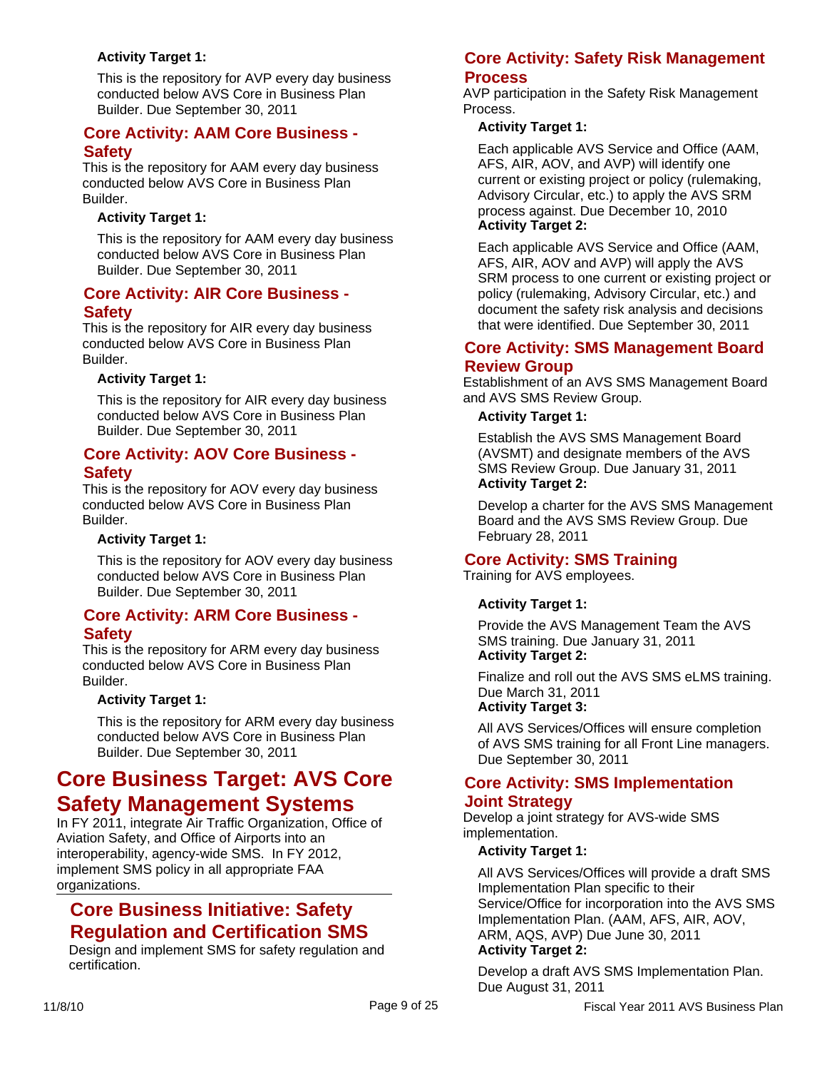**Activity Target 1:**

This is the repository for AVP every day business conducted below AVS Core in Business Plan Builder. Due September 30, 2011

### Core Activity: AAM Core Business - Safety

This is the repository for AAM every day business conducted below AVS Core in Business Plan Builder.

**Activity Target 1:**

This is the repository for AAM every day business conducted below AVS Core in Business Plan Builder. Due September 30, 2011

### Core Activity: AIR Core Business - Safety

This is the repository for AIR every day business conducted below AVS Core in Business Plan Builder.

**Activity Target 1:**

This is the repository for AIR every day business conducted below AVS Core in Business Plan Builder. Due September 30, 2011

### Core Activity: AOV Core Business - Safety

This is the repository for AOV every day business conducted below AVS Core in Business Plan Builder.

**Activity Target 1:**

This is the repository for AOV every day business conducted below AVS Core in Business Plan Builder. Due September 30, 2011

### Core Activity: ARM Core Business - Safety

This is the repository for ARM every day business conducted below AVS Core in Business Plan Builder.

**Activity Target 1:**

This is the repository for ARM every day business conducted below AVS Core in Business Plan Builder. Due September 30, 2011

# Core Business Target: AVS Core Safety Management Systems

In FY 2011, integrate Air Traffic Organization, Office of Aviation Safety, and Office of Airports into an interoperability, agency-wide SMS. In FY 2012, implement SMS policy in all appropriate FAA organizations.

## Core Business Initiative: Safety Regulation and Certification SMS

Design and implement SMS for safety regulation and certification.

### Core Activity: Safety Risk Management Process

AVP participation in the Safety Risk Management Process.

**Activity Target 1:**

Each applicable AVS Service and Office (AAM, AFS, AIR, AOV, and AVP) will identify one current or existing project or policy (rulemaking, Advisory Circular, etc.) to apply the AVS SRM process against. Due December 10, 2010

**Activity Target 2:**

Each applicable AVS Service and Office (AAM, AFS, AIR, AOV and AVP) will apply the AVS SRM process to one current or existing project or policy (rulemaking, Advisory Circular, etc.) and document the safety risk analysis and decisions that were identified. Due September 30, 2011

### Core Activity: SMS Management Board Review Group

Establishment of an AVS SMS Management Board and AVS SMS Review Group.

**Activity Target 1:**

Establish the AVS SMS Management Board (AVSMT) and designate members of the AVS SMS Review Group. Due January 31, 2011

**Activity Target 2:**

Develop a charter for the AVS SMS Management Board and the AVS SMS Review Group. Due February 28, 2011

### Core Activity: SMS Training

Training for AVS employees.

**Activity Target 1:**

Provide the AVS Management Team the AVS SMS training. Due January 31, 2011

**Activity Target 2:**

Finalize and roll out the AVS SMS eLMS training. Due March 31, 2011

**Activity Target 3:**

All AVS Services/Offices will ensure completion of AVS SMS training for all Front Line managers. Due September 30, 2011

### Core Activity: SMS Implementation Joint Strategy

Develop a joint strategy for AVS-wide SMS implementation.

**Activity Target 1:**

All AVS Services/Offices will provide a draft SMS Implementation Plan specific to their Service/Office for incorporation into the AVS SMS Implementation Plan. (AAM, AFS, AIR, AOV, ARM, AQS, AVP) Due June 30, 2011

**Activity Target 2:**

Develop a draft AVS SMS Implementation Plan. Due August 31, 2011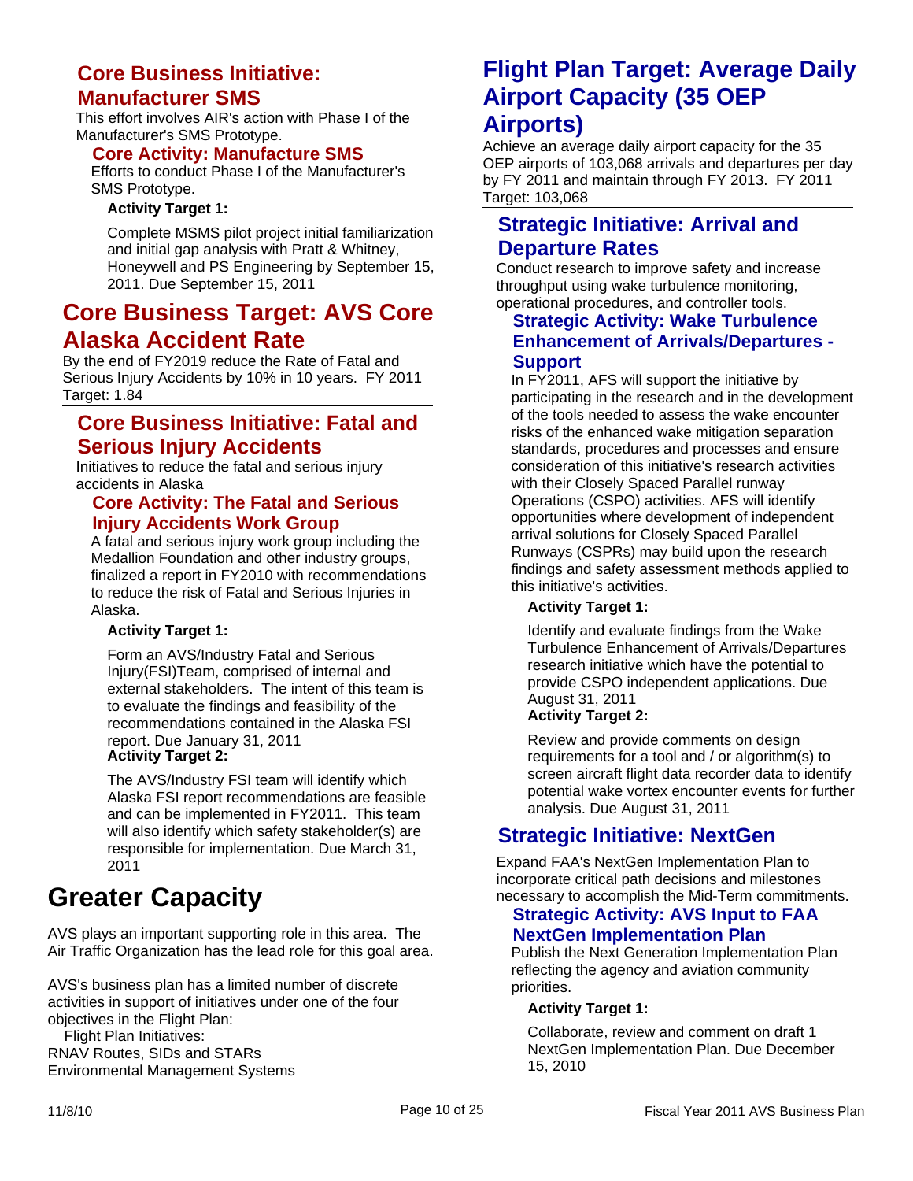### Core Business Initiative: Manufacturer SMS

This effort involves AIR's action with Phase I of the Manufacturer's SMS Prototype.

#### Core Activity: Manufacture SMS

Efforts to conduct Phase I of the Manufacturer's SMS Prototype.

**Activity Target 1:**

Complete MSMS pilot project initial familiarization and initial gap analysis with Pratt & Whitney, Honeywell and PS Engineering by September 15, 2011. Due September 15, 2011

## Core Business Target: AVS Core Alaska Accident Rate

By the end of FY2019 reduce the Rate of Fatal and Serious Injury Accidents by 10% in 10 years.  FY 2011 Target: 1.84

### Core Business Initiative: Fatal and Serious Injury Accidents

Initiatives to reduce the fatal and serious injury accidents in Alaska

#### Core Activity: The Fatal and Serious Injury Accidents Work Group

A fatal and serious injury work group including the Medallion Foundation and other industry groups, finalized a report in FY2010 with recommendations to reduce the risk of Fatal and Serious Injuries in Alaska.

**Activity Target 1:**

Form an AVS/Industry Fatal and Serious Injury(FSI)Team, comprised of internal and external stakeholders.  The intent of this team is to evaluate the findings and feasibility of the recommendations contained in the Alaska FSI report. Due January 31, 2011

**Activity Target 2:**

The AVS/Industry FSI team will identify which Alaska FSI report recommendations are feasible and can be implemented in FY2011.  This team will also identify which safety stakeholder(s) are responsible for implementation. Due March 31, 2011

# Greater Capacity

AVS plays an important supporting role in this area.  The Air Traffic Organization has the lead role for this goal area.

AVS's business plan has a limited number of discrete activities in support of initiatives under one of the four objectives in the Flight Plan:

Flight Plan Initiatives:
RNAV Routes, SIDs and STARs
Environmental Management Systems

## Flight Plan Target: Average Daily Airport Capacity (35 OEP Airports)

Achieve an average daily airport capacity for the 35 OEP airports of 103,068 arrivals and departures per day by FY 2011 and maintain through FY 2013.  FY 2011 Target: 103,068

### Strategic Initiative: Arrival and Departure Rates

Conduct research to improve safety and increase throughput using wake turbulence monitoring, operational procedures, and controller tools.

#### Strategic Activity: Wake Turbulence Enhancement of Arrivals/Departures - Support

In FY2011, AFS will support the initiative by participating in the research and in the development of the tools needed to assess the wake encounter risks of the enhanced wake mitigation separation standards, procedures and processes and ensure consideration of this initiative's research activities with their Closely Spaced Parallel runway Operations (CSPO) activities. AFS will identify opportunities where development of independent arrival solutions for Closely Spaced Parallel Runways (CSPRs) may build upon the research findings and safety assessment methods applied to this initiative's activities.

**Activity Target 1:**

Identify and evaluate findings from the Wake Turbulence Enhancement of Arrivals/Departures research initiative which have the potential to provide CSPO independent applications. Due August 31, 2011

**Activity Target 2:**

Review and provide comments on design requirements for a tool and / or algorithm(s) to screen aircraft flight data recorder data to identify potential wake vortex encounter events for further analysis. Due August 31, 2011

### Strategic Initiative: NextGen

Expand FAA's NextGen Implementation Plan to incorporate critical path decisions and milestones necessary to accomplish the Mid-Term commitments.

#### Strategic Activity: AVS Input to FAA NextGen Implementation Plan

Publish the Next Generation Implementation Plan reflecting the agency and aviation community priorities.

**Activity Target 1:**

Collaborate, review and comment on draft 1 NextGen Implementation Plan. Due December 15, 2010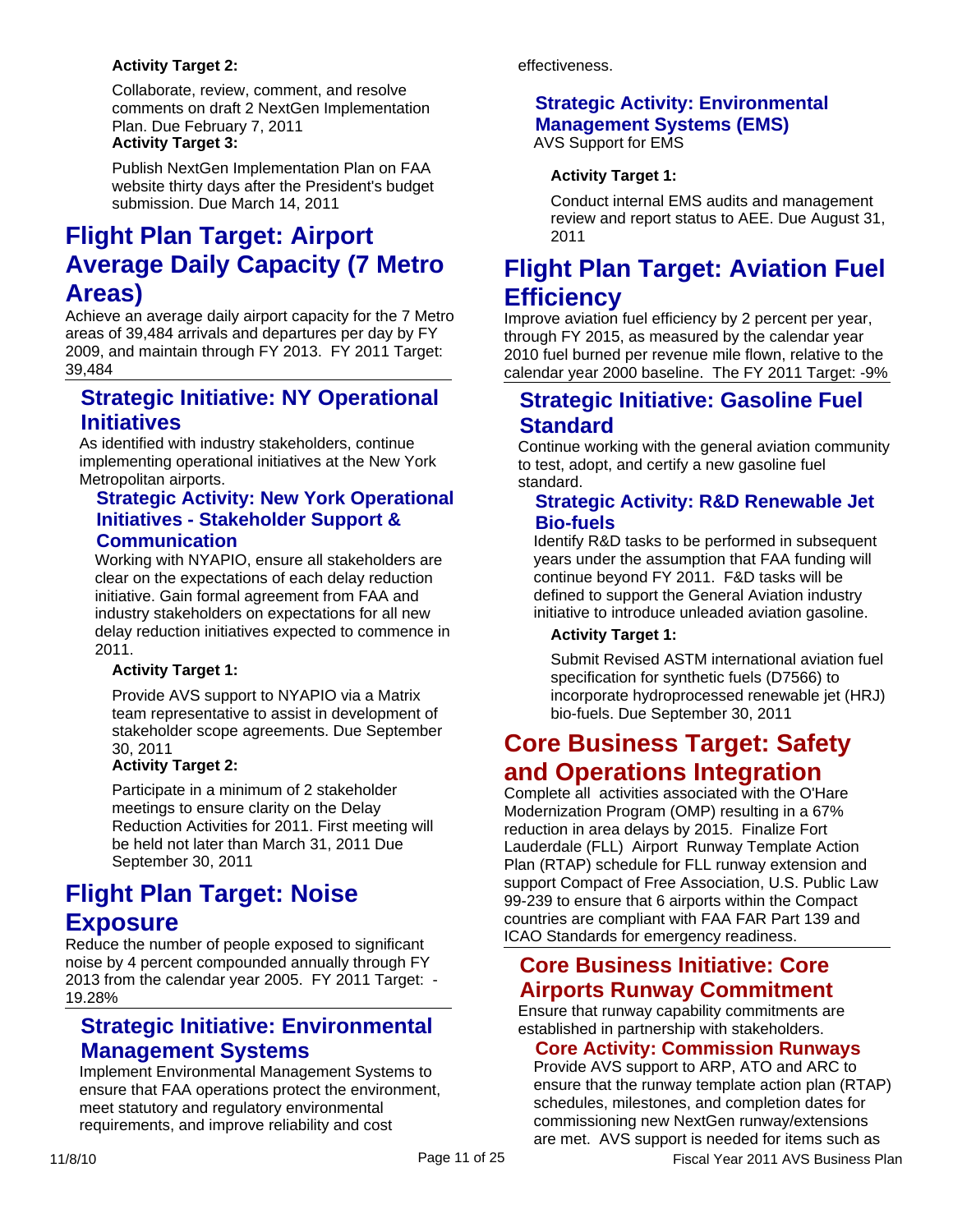**Activity Target 2:**

Collaborate, review, comment, and resolve comments on draft 2 NextGen Implementation Plan. Due February 7, 2011

**Activity Target 3:**

Publish NextGen Implementation Plan on FAA website thirty days after the President's budget submission. Due March 14, 2011

# Flight Plan Target: Airport Average Daily Capacity (7 Metro Areas)

Achieve an average daily airport capacity for the 7 Metro areas of 39,484 arrivals and departures per day by FY 2009, and maintain through FY 2013. FY 2011 Target: 39,484

## Strategic Initiative: NY Operational Initiatives

As identified with industry stakeholders, continue implementing operational initiatives at the New York Metropolitan airports.

### Strategic Activity: New York Operational Initiatives - Stakeholder Support & Communication

Working with NYAPIO, ensure all stakeholders are clear on the expectations of each delay reduction initiative. Gain formal agreement from FAA and industry stakeholders on expectations for all new delay reduction initiatives expected to commence in 2011.

**Activity Target 1:**

Provide AVS support to NYAPIO via a Matrix team representative to assist in development of stakeholder scope agreements. Due September 30, 2011

**Activity Target 2:**

Participate in a minimum of 2 stakeholder meetings to ensure clarity on the Delay Reduction Activities for 2011. First meeting will be held not later than March 31, 2011 Due September 30, 2011

# Flight Plan Target: Noise Exposure

Reduce the number of people exposed to significant noise by 4 percent compounded annually through FY 2013 from the calendar year 2005. FY 2011 Target: -19.28%

## Strategic Initiative: Environmental Management Systems

Implement Environmental Management Systems to ensure that FAA operations protect the environment, meet statutory and regulatory environmental requirements, and improve reliability and cost effectiveness.

### Strategic Activity: Environmental Management Systems (EMS)

AVS Support for EMS

**Activity Target 1:**

Conduct internal EMS audits and management review and report status to AEE. Due August 31, 2011

# Flight Plan Target: Aviation Fuel Efficiency

Improve aviation fuel efficiency by 2 percent per year, through FY 2015, as measured by the calendar year 2010 fuel burned per revenue mile flown, relative to the calendar year 2000 baseline. The FY 2011 Target: -9%

## Strategic Initiative: Gasoline Fuel Standard

Continue working with the general aviation community to test, adopt, and certify a new gasoline fuel standard.

### Strategic Activity: R&D Renewable Jet Bio-fuels

Identify R&D tasks to be performed in subsequent years under the assumption that FAA funding will continue beyond FY 2011. F&D tasks will be defined to support the General Aviation industry initiative to introduce unleaded aviation gasoline.

**Activity Target 1:**

Submit Revised ASTM international aviation fuel specification for synthetic fuels (D7566) to incorporate hydroprocessed renewable jet (HRJ) bio-fuels. Due September 30, 2011

# Core Business Target: Safety and Operations Integration

Complete all activities associated with the O'Hare Modernization Program (OMP) resulting in a 67% reduction in area delays by 2015. Finalize Fort Lauderdale (FLL) Airport Runway Template Action Plan (RTAP) schedule for FLL runway extension and support Compact of Free Association, U.S. Public Law 99-239 to ensure that 6 airports within the Compact countries are compliant with FAA FAR Part 139 and ICAO Standards for emergency readiness.

## Core Business Initiative: Core Airports Runway Commitment

Ensure that runway capability commitments are established in partnership with stakeholders.

### Core Activity: Commission Runways

Provide AVS support to ARP, ATO and ARC to ensure that the runway template action plan (RTAP) schedules, milestones, and completion dates for commissioning new NextGen runway/extensions are met. AVS support is needed for items such as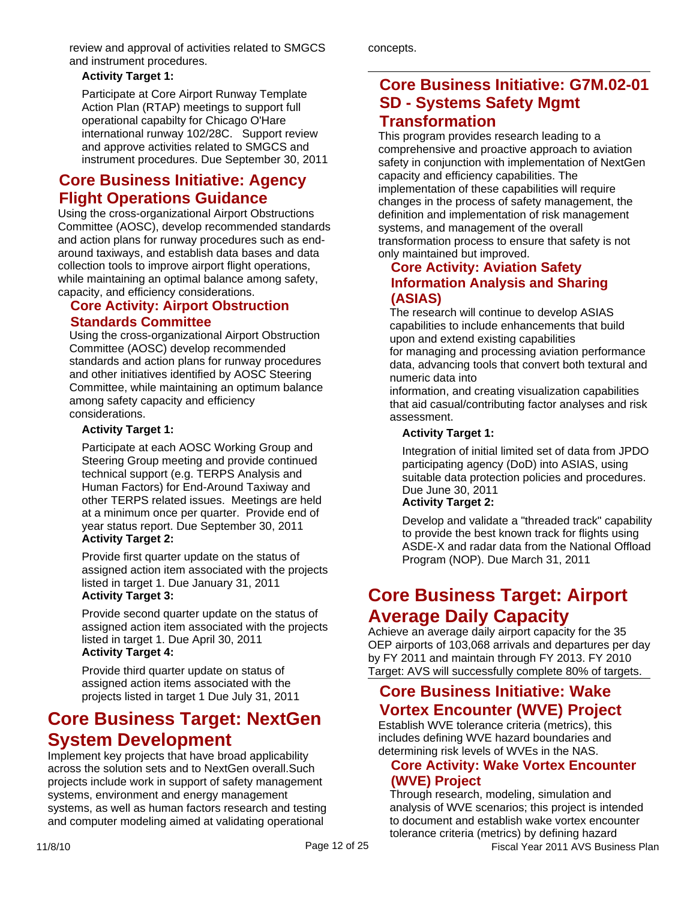review and approval of activities related to SMGCS and instrument procedures.

**Activity Target 1:**

Participate at Core Airport Runway Template Action Plan (RTAP) meetings to support full operational capabilty for Chicago O'Hare international runway 102/28C. Support review and approve activities related to SMGCS and instrument procedures. Due September 30, 2011

## Core Business Initiative: Agency Flight Operations Guidance

Using the cross-organizational Airport Obstructions Committee (AOSC), develop recommended standards and action plans for runway procedures such as end-around taxiways, and establish data bases and data collection tools to improve airport flight operations, while maintaining an optimal balance among safety, capacity, and efficiency considerations.

### Core Activity: Airport Obstruction Standards Committee

Using the cross-organizational Airport Obstruction Committee (AOSC) develop recommended standards and action plans for runway procedures and other initiatives identified by AOSC Steering Committee, while maintaining an optimum balance among safety capacity and efficiency considerations.

**Activity Target 1:**

Participate at each AOSC Working Group and Steering Group meeting and provide continued technical support (e.g. TERPS Analysis and Human Factors) for End-Around Taxiway and other TERPS related issues. Meetings are held at a minimum once per quarter. Provide end of year status report. Due September 30, 2011

**Activity Target 2:**

Provide first quarter update on the status of assigned action item associated with the projects listed in target 1. Due January 31, 2011

**Activity Target 3:**

Provide second quarter update on the status of assigned action item associated with the projects listed in target 1. Due April 30, 2011

**Activity Target 4:**

Provide third quarter update on status of assigned action items associated with the projects listed in target 1 Due July 31, 2011

# Core Business Target: NextGen System Development

Implement key projects that have broad applicability across the solution sets and to NextGen overall.Such projects include work in support of safety management systems, environment and energy management systems, as well as human factors research and testing and computer modeling aimed at validating operational concepts.

## Core Business Initiative: G7M.02-01 SD - Systems Safety Mgmt Transformation

This program provides research leading to a comprehensive and proactive approach to aviation safety in conjunction with implementation of NextGen capacity and efficiency capabilities. The implementation of these capabilities will require changes in the process of safety management, the definition and implementation of risk management systems, and management of the overall transformation process to ensure that safety is not only maintained but improved.

### Core Activity: Aviation Safety Information Analysis and Sharing (ASIAS)

The research will continue to develop ASIAS capabilities to include enhancements that build upon and extend existing capabilities for managing and processing aviation performance data, advancing tools that convert both textural and numeric data into information, and creating visualization capabilities that aid casual/contributing factor analyses and risk assessment.

**Activity Target 1:**

Integration of initial limited set of data from JPDO participating agency (DoD) into ASIAS, using suitable data protection policies and procedures. Due June 30, 2011

**Activity Target 2:**

Develop and validate a "threaded track" capability to provide the best known track for flights using ASDE-X and radar data from the National Offload Program (NOP). Due March 31, 2011

# Core Business Target: Airport Average Daily Capacity

Achieve an average daily airport capacity for the 35 OEP airports of 103,068 arrivals and departures per day by FY 2011 and maintain through FY 2013. FY 2010 Target: AVS will successfully complete 80% of targets.

## Core Business Initiative: Wake Vortex Encounter (WVE) Project

Establish WVE tolerance criteria (metrics), this includes defining WVE hazard boundaries and determining risk levels of WVEs in the NAS.

### Core Activity: Wake Vortex Encounter (WVE) Project

Through research, modeling, simulation and analysis of WVE scenarios; this project is intended to document and establish wake vortex encounter tolerance criteria (metrics) by defining hazard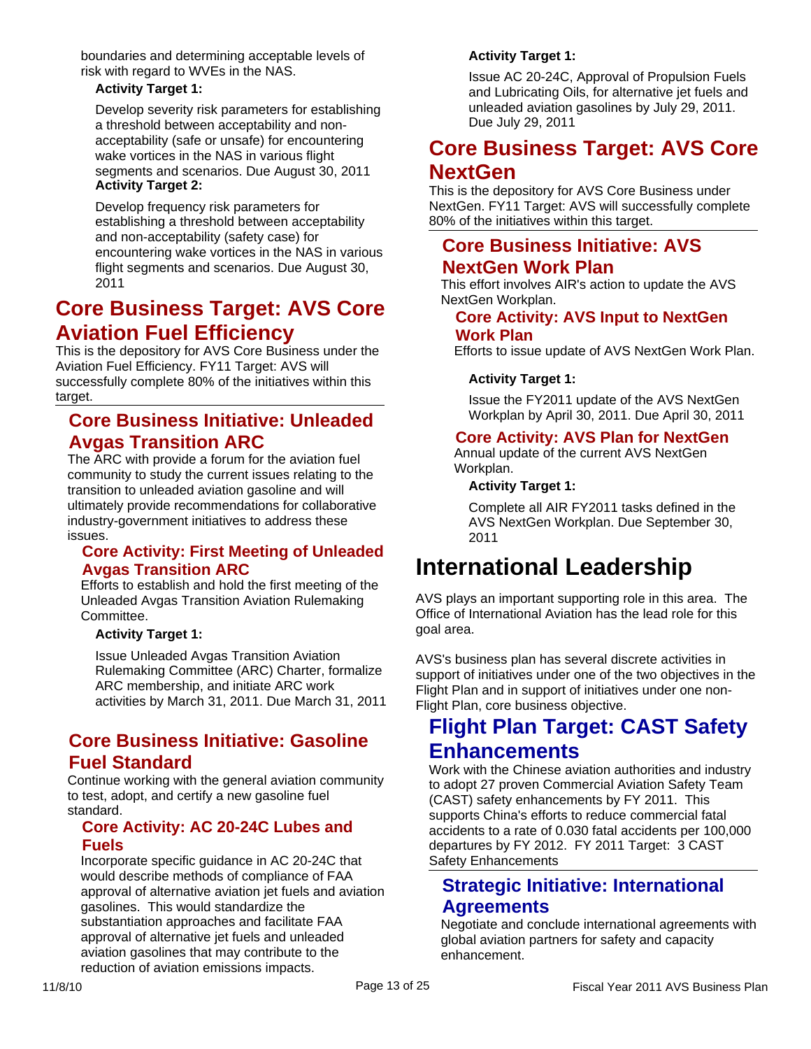boundaries and determining acceptable levels of risk with regard to WVEs in the NAS.

**Activity Target 1:**

Develop severity risk parameters for establishing a threshold between acceptability and non-acceptability (safe or unsafe) for encountering wake vortices in the NAS in various flight segments and scenarios. Due August 30, 2011

**Activity Target 2:**

Develop frequency risk parameters for establishing a threshold between acceptability and non-acceptability (safety case) for encountering wake vortices in the NAS in various flight segments and scenarios. Due August 30, 2011

## Core Business Target: AVS Core Aviation Fuel Efficiency

This is the depository for AVS Core Business under the Aviation Fuel Efficiency. FY11 Target: AVS will successfully complete 80% of the initiatives within this target.

### Core Business Initiative: Unleaded Avgas Transition ARC

The ARC with provide a forum for the aviation fuel community to study the current issues relating to the transition to unleaded aviation gasoline and will ultimately provide recommendations for collaborative industry-government initiatives to address these issues.

#### Core Activity: First Meeting of Unleaded Avgas Transition ARC

Efforts to establish and hold the first meeting of the Unleaded Avgas Transition Aviation Rulemaking Committee.

**Activity Target 1:**

Issue Unleaded Avgas Transition Aviation Rulemaking Committee (ARC) Charter, formalize ARC membership, and initiate ARC work activities by March 31, 2011. Due March 31, 2011

### Core Business Initiative: Gasoline Fuel Standard

Continue working with the general aviation community to test, adopt, and certify a new gasoline fuel standard.

#### Core Activity: AC 20-24C Lubes and Fuels

Incorporate specific guidance in AC 20-24C that would describe methods of compliance of FAA approval of alternative aviation jet fuels and aviation gasolines. This would standardize the substantiation approaches and facilitate FAA approval of alternative jet fuels and unleaded aviation gasolines that may contribute to the reduction of aviation emissions impacts.

**Activity Target 1:**

Issue AC 20-24C, Approval of Propulsion Fuels and Lubricating Oils, for alternative jet fuels and unleaded aviation gasolines by July 29, 2011. Due July 29, 2011

## Core Business Target: AVS Core NextGen

This is the depository for AVS Core Business under NextGen. FY11 Target: AVS will successfully complete 80% of the initiatives within this target.

### Core Business Initiative: AVS NextGen Work Plan

This effort involves AIR's action to update the AVS NextGen Workplan.

#### Core Activity: AVS Input to NextGen Work Plan

Efforts to issue update of AVS NextGen Work Plan.

**Activity Target 1:**

Issue the FY2011 update of the AVS NextGen Workplan by April 30, 2011. Due April 30, 2011

#### Core Activity: AVS Plan for NextGen

Annual update of the current AVS NextGen Workplan.

**Activity Target 1:**

Complete all AIR FY2011 tasks defined in the AVS NextGen Workplan. Due September 30, 2011

# International Leadership

AVS plays an important supporting role in this area. The Office of International Aviation has the lead role for this goal area.

AVS's business plan has several discrete activities in support of initiatives under one of the two objectives in the Flight Plan and in support of initiatives under one non-Flight Plan, core business objective.

## Flight Plan Target: CAST Safety Enhancements

Work with the Chinese aviation authorities and industry to adopt 27 proven Commercial Aviation Safety Team (CAST) safety enhancements by FY 2011. This supports China's efforts to reduce commercial fatal accidents to a rate of 0.030 fatal accidents per 100,000 departures by FY 2012. FY 2011 Target: 3 CAST Safety Enhancements

### Strategic Initiative: International Agreements

Negotiate and conclude international agreements with global aviation partners for safety and capacity enhancement.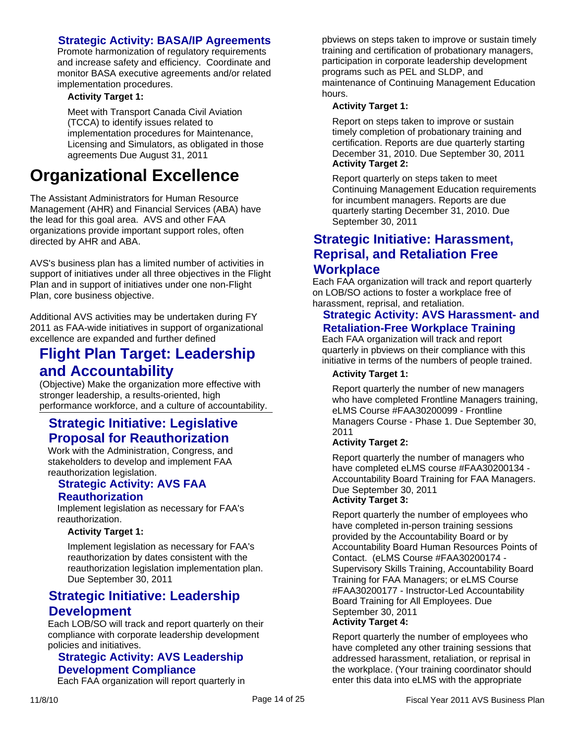### Strategic Activity: BASA/IP Agreements

Promote harmonization of regulatory requirements and increase safety and efficiency. Coordinate and monitor BASA executive agreements and/or related implementation procedures.

**Activity Target 1:**

Meet with Transport Canada Civil Aviation (TCCA) to identify issues related to implementation procedures for Maintenance, Licensing and Simulators, as obligated in those agreements Due August 31, 2011

# Organizational Excellence

The Assistant Administrators for Human Resource Management (AHR) and Financial Services (ABA) have the lead for this goal area. AVS and other FAA organizations provide important support roles, often directed by AHR and ABA.

AVS's business plan has a limited number of activities in support of initiatives under all three objectives in the Flight Plan and in support of initiatives under one non-Flight Plan, core business objective.

Additional AVS activities may be undertaken during FY 2011 as FAA-wide initiatives in support of organizational excellence are expanded and further defined

## Flight Plan Target: Leadership and Accountability

(Objective) Make the organization more effective with stronger leadership, a results-oriented, high performance workforce, and a culture of accountability.

### Strategic Initiative: Legislative Proposal for Reauthorization

Work with the Administration, Congress, and stakeholders to develop and implement FAA reauthorization legislation.

#### Strategic Activity: AVS FAA Reauthorization

Implement legislation as necessary for FAA's reauthorization.

**Activity Target 1:**

Implement legislation as necessary for FAA's reauthorization by dates consistent with the reauthorization legislation implementation plan. Due September 30, 2011

### Strategic Initiative: Leadership Development

Each LOB/SO will track and report quarterly on their compliance with corporate leadership development policies and initiatives.

#### Strategic Activity: AVS Leadership Development Compliance

Each FAA organization will report quarterly in pbviews on steps taken to improve or sustain timely training and certification of probationary managers, participation in corporate leadership development programs such as PEL and SLDP, and maintenance of Continuing Management Education hours.

**Activity Target 1:**

Report on steps taken to improve or sustain timely completion of probationary training and certification. Reports are due quarterly starting December 31, 2010. Due September 30, 2011

**Activity Target 2:**

Report quarterly on steps taken to meet Continuing Management Education requirements for incumbent managers. Reports are due quarterly starting December 31, 2010. Due September 30, 2011

### Strategic Initiative: Harassment, Reprisal, and Retaliation Free Workplace

Each FAA organization will track and report quarterly on LOB/SO actions to foster a workplace free of harassment, reprisal, and retaliation.

#### Strategic Activity: AVS Harassment- and Retaliation-Free Workplace Training

Each FAA organization will track and report quarterly in pbviews on their compliance with this initiative in terms of the numbers of people trained.

**Activity Target 1:**

Report quarterly the number of new managers who have completed Frontline Managers training, eLMS Course #FAA30200099 - Frontline Managers Course - Phase 1. Due September 30, 2011

**Activity Target 2:**

Report quarterly the number of managers who have completed eLMS course #FAA30200134 - Accountability Board Training for FAA Managers. Due September 30, 2011

**Activity Target 3:**

Report quarterly the number of employees who have completed in-person training sessions provided by the Accountability Board or by Accountability Board Human Resources Points of Contact. (eLMS Course #FAA30200174 - Supervisory Skills Training, Accountability Board Training for FAA Managers; or eLMS Course #FAA30200177 - Instructor-Led Accountability Board Training for All Employees. Due September 30, 2011

**Activity Target 4:**

Report quarterly the number of employees who have completed any other training sessions that addressed harassment, retaliation, or reprisal in the workplace. (Your training coordinator should enter this data into eLMS with the appropriate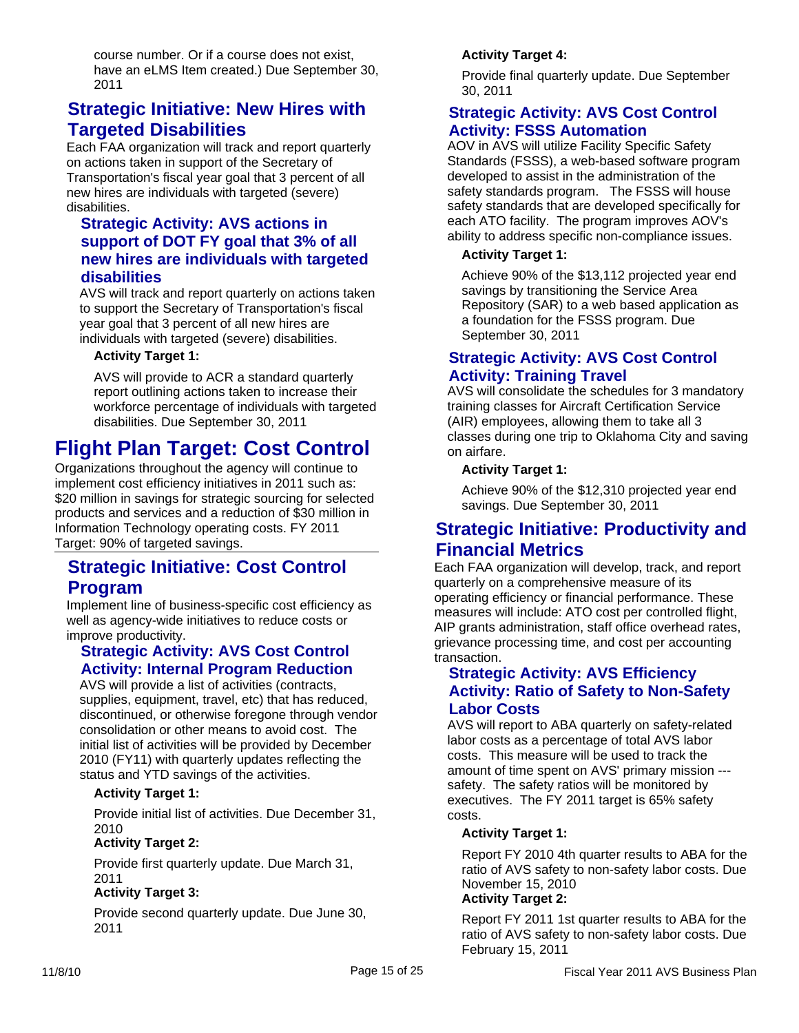course number. Or if a course does not exist, have an eLMS Item created.) Due September 30, 2011

## Strategic Initiative: New Hires with Targeted Disabilities

Each FAA organization will track and report quarterly on actions taken in support of the Secretary of Transportation's fiscal year goal that 3 percent of all new hires are individuals with targeted (severe) disabilities.

### Strategic Activity: AVS actions in support of DOT FY goal that 3% of all new hires are individuals with targeted disabilities

AVS will track and report quarterly on actions taken to support the Secretary of Transportation's fiscal year goal that 3 percent of all new hires are individuals with targeted (severe) disabilities.

**Activity Target 1:**

AVS will provide to ACR a standard quarterly report outlining actions taken to increase their workforce percentage of individuals with targeted disabilities. Due September 30, 2011

# Flight Plan Target: Cost Control

Organizations throughout the agency will continue to implement cost efficiency initiatives in 2011 such as: $20 million in savings for strategic sourcing for selected products and services and a reduction of $30 million in Information Technology operating costs. FY 2011 Target: 90% of targeted savings.

## Strategic Initiative: Cost Control Program

Implement line of business-specific cost efficiency as well as agency-wide initiatives to reduce costs or improve productivity.

### Strategic Activity: AVS Cost Control Activity: Internal Program Reduction

AVS will provide a list of activities (contracts, supplies, equipment, travel, etc) that has reduced, discontinued, or otherwise foregone through vendor consolidation or other means to avoid cost. The initial list of activities will be provided by December 2010 (FY11) with quarterly updates reflecting the status and YTD savings of the activities.

**Activity Target 1:**

Provide initial list of activities. Due December 31, 2010

**Activity Target 2:**

Provide first quarterly update. Due March 31, 2011

**Activity Target 3:**

Provide second quarterly update. Due June 30, 2011

**Activity Target 4:**

Provide final quarterly update. Due September 30, 2011

### Strategic Activity: AVS Cost Control Activity: FSSS Automation

AOV in AVS will utilize Facility Specific Safety Standards (FSSS), a web-based software program developed to assist in the administration of the safety standards program. The FSSS will house safety standards that are developed specifically for each ATO facility. The program improves AOV's ability to address specific non-compliance issues.

**Activity Target 1:**

Achieve 90% of the $13,112 projected year end savings by transitioning the Service Area Repository (SAR) to a web based application as a foundation for the FSSS program. Due September 30, 2011

### Strategic Activity: AVS Cost Control Activity: Training Travel

AVS will consolidate the schedules for 3 mandatory training classes for Aircraft Certification Service (AIR) employees, allowing them to take all 3 classes during one trip to Oklahoma City and saving on airfare.

**Activity Target 1:**

Achieve 90% of the $12,310 projected year end savings. Due September 30, 2011

## Strategic Initiative: Productivity and Financial Metrics

Each FAA organization will develop, track, and report quarterly on a comprehensive measure of its operating efficiency or financial performance. These measures will include: ATO cost per controlled flight, AIP grants administration, staff office overhead rates, grievance processing time, and cost per accounting transaction.

### Strategic Activity: AVS Efficiency Activity: Ratio of Safety to Non-Safety Labor Costs

AVS will report to ABA quarterly on safety-related labor costs as a percentage of total AVS labor costs. This measure will be used to track the amount of time spent on AVS' primary mission --- safety. The safety ratios will be monitored by executives. The FY 2011 target is 65% safety costs.

**Activity Target 1:**

Report FY 2010 4th quarter results to ABA for the ratio of AVS safety to non-safety labor costs. Due November 15, 2010

**Activity Target 2:**

Report FY 2011 1st quarter results to ABA for the ratio of AVS safety to non-safety labor costs. Due February 15, 2011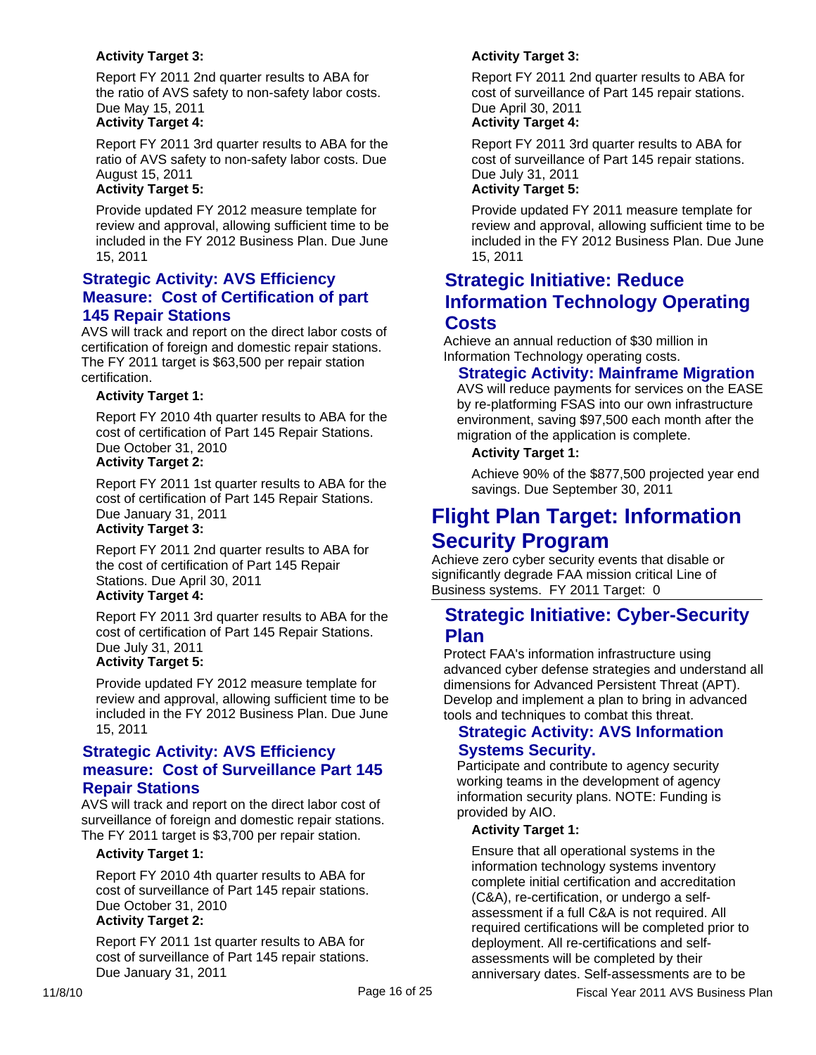**Activity Target 3:**

Report FY 2011 2nd quarter results to ABA for the ratio of AVS safety to non-safety labor costs. Due May 15, 2011

**Activity Target 4:**

Report FY 2011 3rd quarter results to ABA for the ratio of AVS safety to non-safety labor costs. Due August 15, 2011

**Activity Target 5:**

Provide updated FY 2012 measure template for review and approval, allowing sufficient time to be included in the FY 2012 Business Plan. Due June 15, 2011

### Strategic Activity: AVS Efficiency Measure: Cost of Certification of part 145 Repair Stations

AVS will track and report on the direct labor costs of certification of foreign and domestic repair stations. The FY 2011 target is $63,500 per repair station certification.

**Activity Target 1:**

Report FY 2010 4th quarter results to ABA for the cost of certification of Part 145 Repair Stations. Due October 31, 2010

**Activity Target 2:**

Report FY 2011 1st quarter results to ABA for the cost of certification of Part 145 Repair Stations. Due January 31, 2011

**Activity Target 3:**

Report FY 2011 2nd quarter results to ABA for the cost of certification of Part 145 Repair Stations. Due April 30, 2011

**Activity Target 4:**

Report FY 2011 3rd quarter results to ABA for the cost of certification of Part 145 Repair Stations. Due July 31, 2011

**Activity Target 5:**

Provide updated FY 2012 measure template for review and approval, allowing sufficient time to be included in the FY 2012 Business Plan. Due June 15, 2011

### Strategic Activity: AVS Efficiency measure: Cost of Surveillance Part 145 Repair Stations

AVS will track and report on the direct labor cost of surveillance of foreign and domestic repair stations. The FY 2011 target is $3,700 per repair station.

**Activity Target 1:**

Report FY 2010 4th quarter results to ABA for cost of surveillance of Part 145 repair stations. Due October 31, 2010

**Activity Target 2:**

Report FY 2011 1st quarter results to ABA for cost of surveillance of Part 145 repair stations. Due January 31, 2011

**Activity Target 3:**

Report FY 2011 2nd quarter results to ABA for cost of surveillance of Part 145 repair stations. Due April 30, 2011

**Activity Target 4:**

Report FY 2011 3rd quarter results to ABA for cost of surveillance of Part 145 repair stations. Due July 31, 2011

**Activity Target 5:**

Provide updated FY 2011 measure template for review and approval, allowing sufficient time to be included in the FY 2012 Business Plan. Due June 15, 2011

## Strategic Initiative: Reduce Information Technology Operating Costs

Achieve an annual reduction of $30 million in Information Technology operating costs.

### Strategic Activity: Mainframe Migration

AVS will reduce payments for services on the EASE by re-platforming FSAS into our own infrastructure environment, saving $97,500 each month after the migration of the application is complete.

**Activity Target 1:**

Achieve 90% of the $877,500 projected year end savings. Due September 30, 2011

# Flight Plan Target: Information Security Program

Achieve zero cyber security events that disable or significantly degrade FAA mission critical Line of Business systems. FY 2011 Target: 0

## Strategic Initiative: Cyber-Security Plan

Protect FAA's information infrastructure using advanced cyber defense strategies and understand all dimensions for Advanced Persistent Threat (APT). Develop and implement a plan to bring in advanced tools and techniques to combat this threat.

### Strategic Activity: AVS Information Systems Security.

Participate and contribute to agency security working teams in the development of agency information security plans. NOTE: Funding is provided by AIO.

**Activity Target 1:**

Ensure that all operational systems in the information technology systems inventory complete initial certification and accreditation (C&A), re-certification, or undergo a self-assessment if a full C&A is not required. All required certifications will be completed prior to deployment. All re-certifications and self-assessments will be completed by their anniversary dates. Self-assessments are to be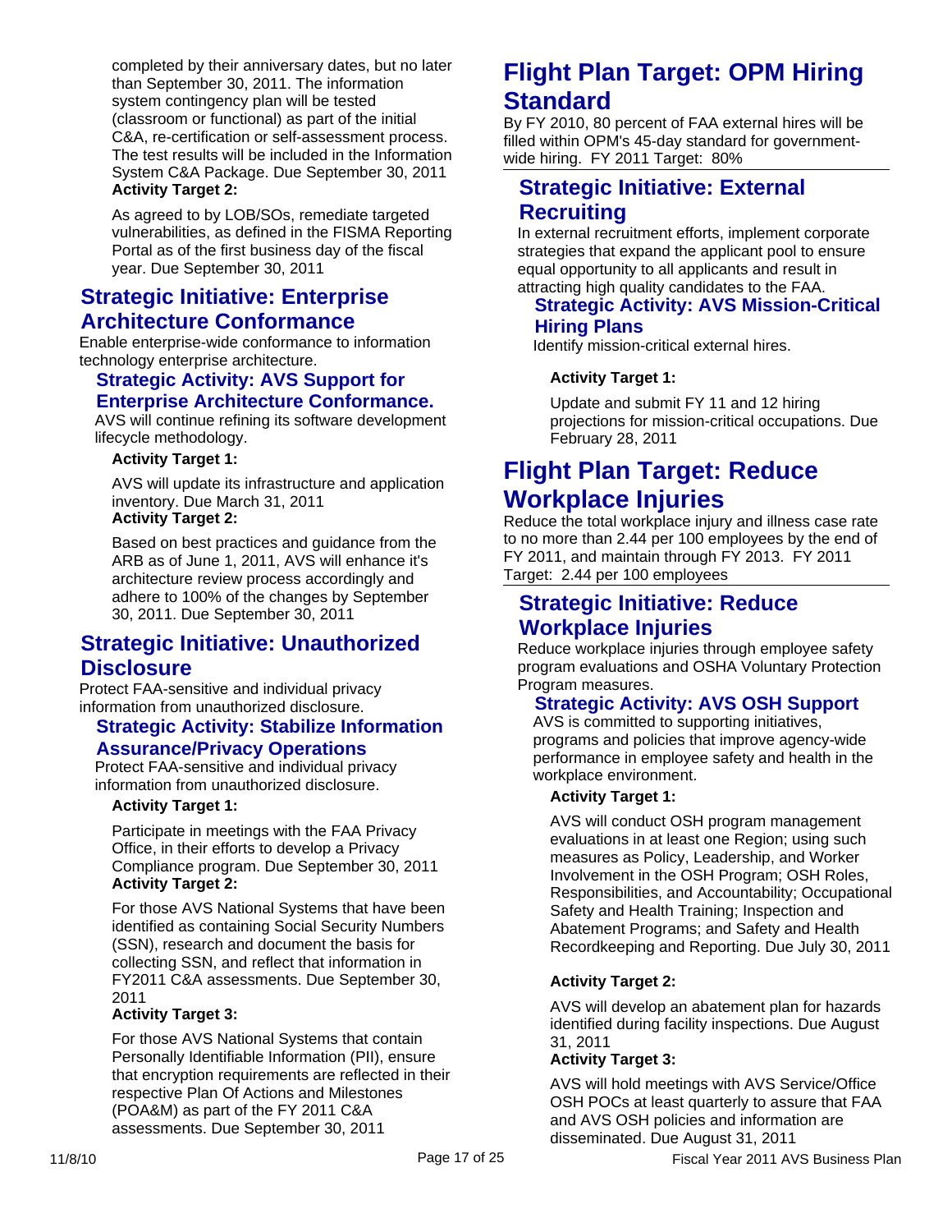completed by their anniversary dates, but no later than September 30, 2011. The information system contingency plan will be tested (classroom or functional) as part of the initial C&A, re-certification or self-assessment process. The test results will be included in the Information System C&A Package. Due September 30, 2011

**Activity Target 2:**

As agreed to by LOB/SOs, remediate targeted vulnerabilities, as defined in the FISMA Reporting Portal as of the first business day of the fiscal year. Due September 30, 2011

## Strategic Initiative: Enterprise Architecture Conformance

Enable enterprise-wide conformance to information technology enterprise architecture.

### Strategic Activity: AVS Support for Enterprise Architecture Conformance.

AVS will continue refining its software development lifecycle methodology.

**Activity Target 1:**

AVS will update its infrastructure and application inventory. Due March 31, 2011

**Activity Target 2:**

Based on best practices and guidance from the ARB as of June 1, 2011, AVS will enhance it's architecture review process accordingly and adhere to 100% of the changes by September 30, 2011. Due September 30, 2011

## Strategic Initiative: Unauthorized Disclosure

Protect FAA-sensitive and individual privacy information from unauthorized disclosure.

### Strategic Activity: Stabilize Information Assurance/Privacy Operations

Protect FAA-sensitive and individual privacy information from unauthorized disclosure.

**Activity Target 1:**

Participate in meetings with the FAA Privacy Office, in their efforts to develop a Privacy Compliance program. Due September 30, 2011

**Activity Target 2:**

For those AVS National Systems that have been identified as containing Social Security Numbers (SSN), research and document the basis for collecting SSN, and reflect that information in FY2011 C&A assessments. Due September 30, 2011

**Activity Target 3:**

For those AVS National Systems that contain Personally Identifiable Information (PII), ensure that encryption requirements are reflected in their respective Plan Of Actions and Milestones (POA&M) as part of the FY 2011 C&A assessments. Due September 30, 2011

# Flight Plan Target: OPM Hiring Standard

By FY 2010, 80 percent of FAA external hires will be filled within OPM's 45-day standard for government-wide hiring. FY 2011 Target: 80%

## Strategic Initiative: External Recruiting

In external recruitment efforts, implement corporate strategies that expand the applicant pool to ensure equal opportunity to all applicants and result in attracting high quality candidates to the FAA.

### Strategic Activity: AVS Mission-Critical Hiring Plans

Identify mission-critical external hires.

**Activity Target 1:**

Update and submit FY 11 and 12 hiring projections for mission-critical occupations. Due February 28, 2011

# Flight Plan Target: Reduce Workplace Injuries

Reduce the total workplace injury and illness case rate to no more than 2.44 per 100 employees by the end of FY 2011, and maintain through FY 2013. FY 2011 Target: 2.44 per 100 employees

## Strategic Initiative: Reduce Workplace Injuries

Reduce workplace injuries through employee safety program evaluations and OSHA Voluntary Protection Program measures.

### Strategic Activity: AVS OSH Support

AVS is committed to supporting initiatives, programs and policies that improve agency-wide performance in employee safety and health in the workplace environment.

**Activity Target 1:**

AVS will conduct OSH program management evaluations in at least one Region; using such measures as Policy, Leadership, and Worker Involvement in the OSH Program; OSH Roles, Responsibilities, and Accountability; Occupational Safety and Health Training; Inspection and Abatement Programs; and Safety and Health Recordkeeping and Reporting. Due July 30, 2011

**Activity Target 2:**

AVS will develop an abatement plan for hazards identified during facility inspections. Due August 31, 2011

**Activity Target 3:**

AVS will hold meetings with AVS Service/Office OSH POCs at least quarterly to assure that FAA and AVS OSH policies and information are disseminated. Due August 31, 2011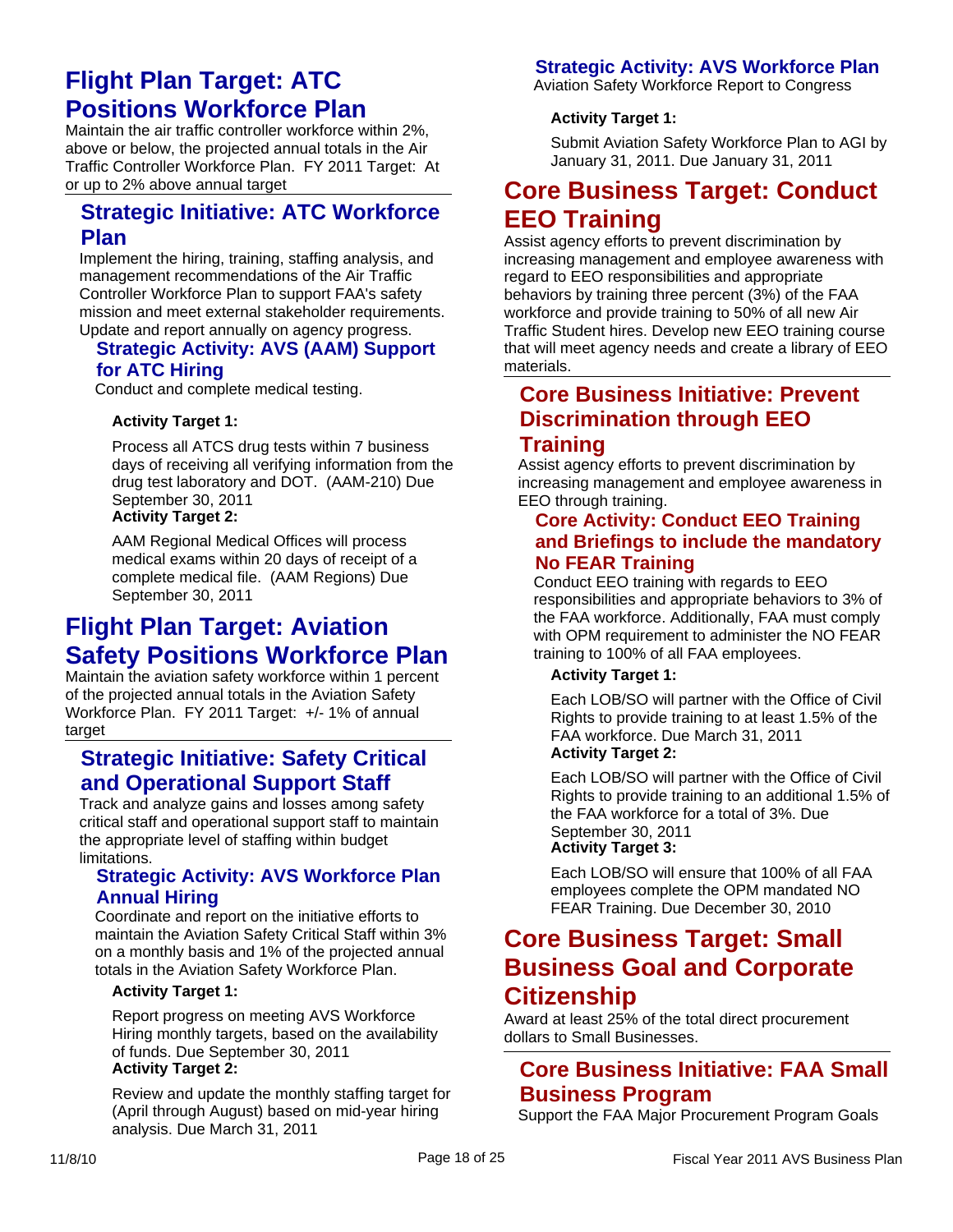## Flight Plan Target: ATC Positions Workforce Plan

Maintain the air traffic controller workforce within 2%, above or below, the projected annual totals in the Air Traffic Controller Workforce Plan. FY 2011 Target: At or up to 2% above annual target

### Strategic Initiative: ATC Workforce Plan

Implement the hiring, training, staffing analysis, and management recommendations of the Air Traffic Controller Workforce Plan to support FAA's safety mission and meet external stakeholder requirements. Update and report annually on agency progress.

#### Strategic Activity: AVS (AAM) Support for ATC Hiring

Conduct and complete medical testing.

**Activity Target 1:**

Process all ATCS drug tests within 7 business days of receiving all verifying information from the drug test laboratory and DOT. (AAM-210) Due September 30, 2011

**Activity Target 2:**

AAM Regional Medical Offices will process medical exams within 20 days of receipt of a complete medical file. (AAM Regions) Due September 30, 2011

## Flight Plan Target: Aviation Safety Positions Workforce Plan

Maintain the aviation safety workforce within 1 percent of the projected annual totals in the Aviation Safety Workforce Plan. FY 2011 Target: +/- 1% of annual target

### Strategic Initiative: Safety Critical and Operational Support Staff

Track and analyze gains and losses among safety critical staff and operational support staff to maintain the appropriate level of staffing within budget limitations.

#### Strategic Activity: AVS Workforce Plan Annual Hiring

Coordinate and report on the initiative efforts to maintain the Aviation Safety Critical Staff within 3% on a monthly basis and 1% of the projected annual totals in the Aviation Safety Workforce Plan.

**Activity Target 1:**

Report progress on meeting AVS Workforce Hiring monthly targets, based on the availability of funds. Due September 30, 2011

**Activity Target 2:**

Review and update the monthly staffing target for (April through August) based on mid-year hiring analysis. Due March 31, 2011

#### Strategic Activity: AVS Workforce Plan

Aviation Safety Workforce Report to Congress

**Activity Target 1:**

Submit Aviation Safety Workforce Plan to AGI by January 31, 2011. Due January 31, 2011

## Core Business Target: Conduct EEO Training

Assist agency efforts to prevent discrimination by increasing management and employee awareness with regard to EEO responsibilities and appropriate behaviors by training three percent (3%) of the FAA workforce and provide training to 50% of all new Air Traffic Student hires. Develop new EEO training course that will meet agency needs and create a library of EEO materials.

### Core Business Initiative: Prevent Discrimination through EEO Training

Assist agency efforts to prevent discrimination by increasing management and employee awareness in EEO through training.

#### Core Activity: Conduct EEO Training and Briefings to include the mandatory No FEAR Training

Conduct EEO training with regards to EEO responsibilities and appropriate behaviors to 3% of the FAA workforce. Additionally, FAA must comply with OPM requirement to administer the NO FEAR training to 100% of all FAA employees.

**Activity Target 1:**

Each LOB/SO will partner with the Office of Civil Rights to provide training to at least 1.5% of the FAA workforce. Due March 31, 2011

**Activity Target 2:**

Each LOB/SO will partner with the Office of Civil Rights to provide training to an additional 1.5% of the FAA workforce for a total of 3%. Due September 30, 2011

**Activity Target 3:**

Each LOB/SO will ensure that 100% of all FAA employees complete the OPM mandated NO FEAR Training. Due December 30, 2010

## Core Business Target: Small Business Goal and Corporate Citizenship

Award at least 25% of the total direct procurement dollars to Small Businesses.

### Core Business Initiative: FAA Small Business Program

Support the FAA Major Procurement Program Goals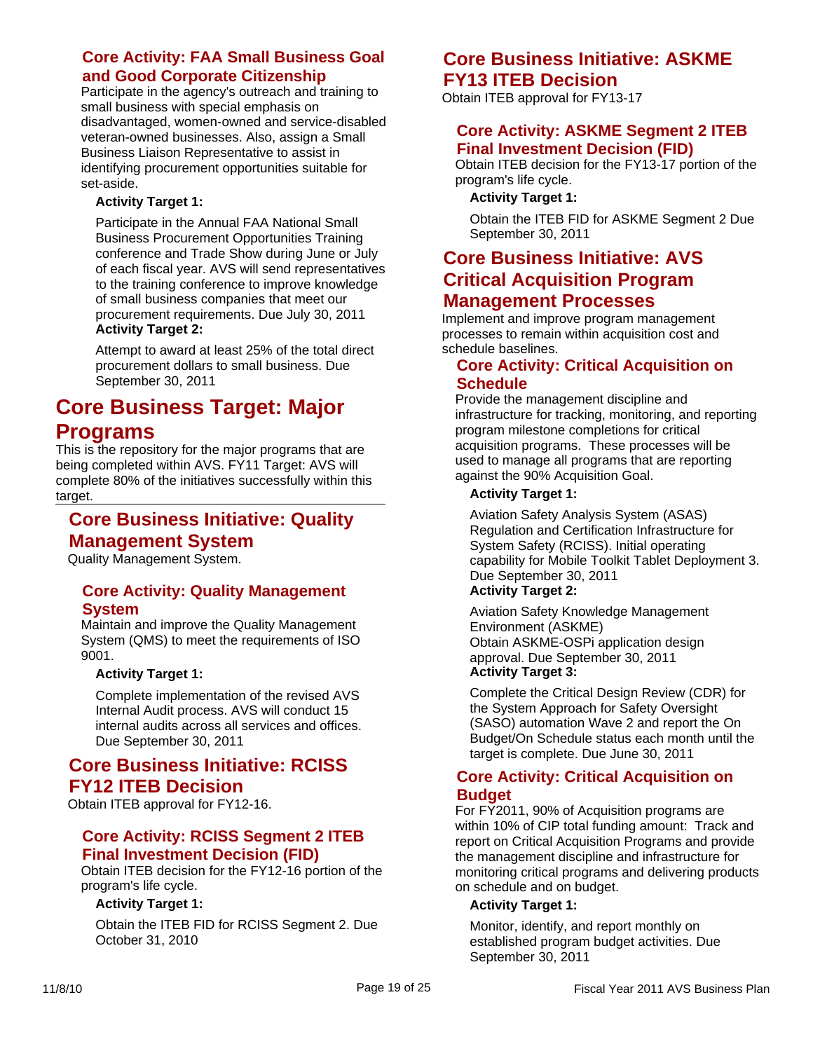### Core Activity: FAA Small Business Goal and Good Corporate Citizenship

Participate in the agency's outreach and training to small business with special emphasis on disadvantaged, women-owned and service-disabled veteran-owned businesses. Also, assign a Small Business Liaison Representative to assist in identifying procurement opportunities suitable for set-aside.

**Activity Target 1:**

Participate in the Annual FAA National Small Business Procurement Opportunities Training conference and Trade Show during June or July of each fiscal year. AVS will send representatives to the training conference to improve knowledge of small business companies that meet our procurement requirements. Due July 30, 2011

**Activity Target 2:**

Attempt to award at least 25% of the total direct procurement dollars to small business. Due September 30, 2011

# Core Business Target: Major Programs

This is the repository for the major programs that are being completed within AVS. FY11 Target: AVS will complete 80% of the initiatives successfully within this target.

## Core Business Initiative: Quality Management System

Quality Management System.

### Core Activity: Quality Management System

Maintain and improve the Quality Management System (QMS) to meet the requirements of ISO 9001.

**Activity Target 1:**

Complete implementation of the revised AVS Internal Audit process. AVS will conduct 15 internal audits across all services and offices. Due September 30, 2011

## Core Business Initiative: RCISS FY12 ITEB Decision

Obtain ITEB approval for FY12-16.

### Core Activity: RCISS Segment 2 ITEB Final Investment Decision (FID)

Obtain ITEB decision for the FY12-16 portion of the program's life cycle.

**Activity Target 1:**

Obtain the ITEB FID for RCISS Segment 2. Due October 31, 2010

## Core Business Initiative: ASKME FY13 ITEB Decision

Obtain ITEB approval for FY13-17

### Core Activity: ASKME Segment 2 ITEB Final Investment Decision (FID)

Obtain ITEB decision for the FY13-17 portion of the program's life cycle.

**Activity Target 1:**

Obtain the ITEB FID for ASKME Segment 2 Due September 30, 2011

## Core Business Initiative: AVS Critical Acquisition Program Management Processes

Implement and improve program management processes to remain within acquisition cost and schedule baselines.

### Core Activity: Critical Acquisition on Schedule

Provide the management discipline and infrastructure for tracking, monitoring, and reporting program milestone completions for critical acquisition programs. These processes will be used to manage all programs that are reporting against the 90% Acquisition Goal.

**Activity Target 1:**

Aviation Safety Analysis System (ASAS) Regulation and Certification Infrastructure for System Safety (RCISS). Initial operating capability for Mobile Toolkit Tablet Deployment 3. Due September 30, 2011

**Activity Target 2:**

Aviation Safety Knowledge Management Environment (ASKME)
Obtain ASKME-OSPi application design approval. Due September 30, 2011

**Activity Target 3:**

Complete the Critical Design Review (CDR) for the System Approach for Safety Oversight (SASO) automation Wave 2 and report the On Budget/On Schedule status each month until the target is complete. Due June 30, 2011

### Core Activity: Critical Acquisition on Budget

For FY2011, 90% of Acquisition programs are within 10% of CIP total funding amount: Track and report on Critical Acquisition Programs and provide the management discipline and infrastructure for monitoring critical programs and delivering products on schedule and on budget.

**Activity Target 1:**

Monitor, identify, and report monthly on established program budget activities. Due September 30, 2011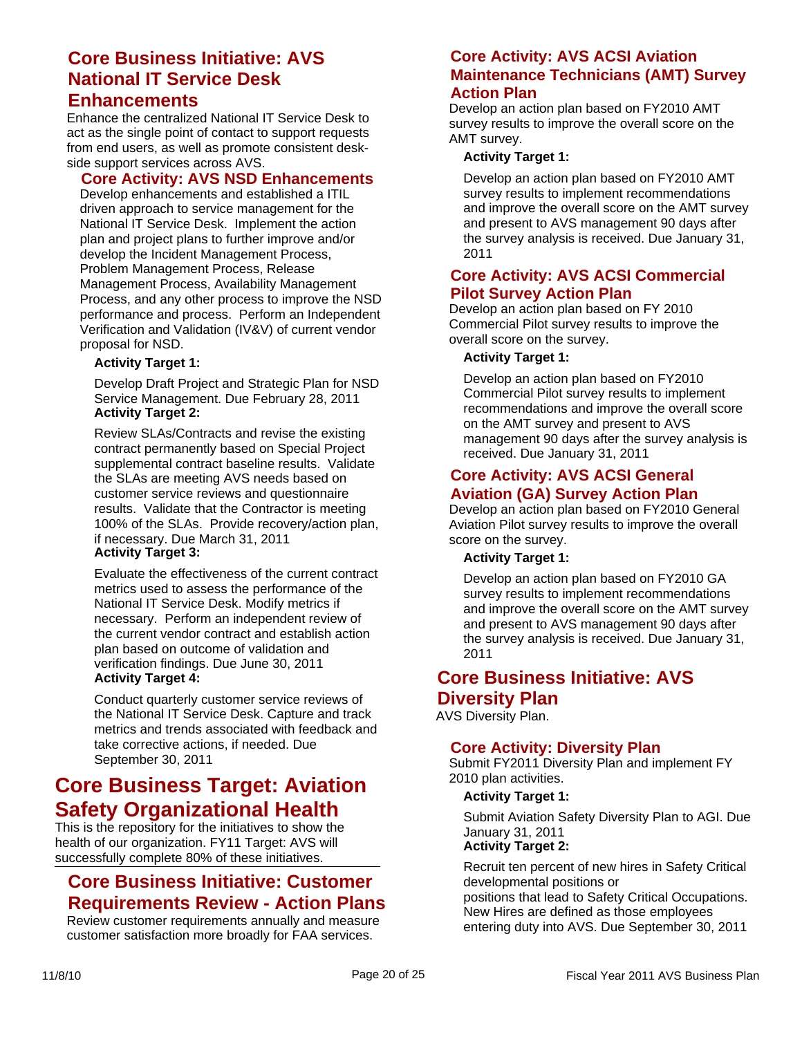## Core Business Initiative: AVS National IT Service Desk Enhancements

Enhance the centralized National IT Service Desk to act as the single point of contact to support requests from end users, as well as promote consistent desk-side support services across AVS.

### Core Activity: AVS NSD Enhancements

Develop enhancements and established a ITIL driven approach to service management for the National IT Service Desk. Implement the action plan and project plans to further improve and/or develop the Incident Management Process, Problem Management Process, Release Management Process, Availability Management Process, and any other process to improve the NSD performance and process. Perform an Independent Verification and Validation (IV&V) of current vendor proposal for NSD.

**Activity Target 1:**

Develop Draft Project and Strategic Plan for NSD Service Management. Due February 28, 2011

**Activity Target 2:**

Review SLAs/Contracts and revise the existing contract permanently based on Special Project supplemental contract baseline results. Validate the SLAs are meeting AVS needs based on customer service reviews and questionnaire results. Validate that the Contractor is meeting 100% of the SLAs. Provide recovery/action plan, if necessary. Due March 31, 2011

**Activity Target 3:**

Evaluate the effectiveness of the current contract metrics used to assess the performance of the National IT Service Desk. Modify metrics if necessary. Perform an independent review of the current vendor contract and establish action plan based on outcome of validation and verification findings. Due June 30, 2011

**Activity Target 4:**

Conduct quarterly customer service reviews of the National IT Service Desk. Capture and track metrics and trends associated with feedback and take corrective actions, if needed. Due September 30, 2011

# Core Business Target: Aviation Safety Organizational Health

This is the repository for the initiatives to show the health of our organization. FY11 Target: AVS will successfully complete 80% of these initiatives.

## Core Business Initiative: Customer Requirements Review - Action Plans

Review customer requirements annually and measure customer satisfaction more broadly for FAA services.

### Core Activity: AVS ACSI Aviation Maintenance Technicians (AMT) Survey Action Plan

Develop an action plan based on FY2010 AMT survey results to improve the overall score on the AMT survey.

**Activity Target 1:**

Develop an action plan based on FY2010 AMT survey results to implement recommendations and improve the overall score on the AMT survey and present to AVS management 90 days after the survey analysis is received. Due January 31, 2011

### Core Activity: AVS ACSI Commercial Pilot Survey Action Plan

Develop an action plan based on FY 2010 Commercial Pilot survey results to improve the overall score on the survey.

**Activity Target 1:**

Develop an action plan based on FY2010 Commercial Pilot survey results to implement recommendations and improve the overall score on the AMT survey and present to AVS management 90 days after the survey analysis is received. Due January 31, 2011

### Core Activity: AVS ACSI General Aviation (GA) Survey Action Plan

Develop an action plan based on FY2010 General Aviation Pilot survey results to improve the overall score on the survey.

**Activity Target 1:**

Develop an action plan based on FY2010 GA survey results to implement recommendations and improve the overall score on the AMT survey and present to AVS management 90 days after the survey analysis is received. Due January 31, 2011

## Core Business Initiative: AVS Diversity Plan

AVS Diversity Plan.

### Core Activity: Diversity Plan

Submit FY2011 Diversity Plan and implement FY 2010 plan activities.

**Activity Target 1:**

Submit Aviation Safety Diversity Plan to AGI. Due January 31, 2011

**Activity Target 2:**

Recruit ten percent of new hires in Safety Critical developmental positions or
positions that lead to Safety Critical Occupations. New Hires are defined as those employees entering duty into AVS. Due September 30, 2011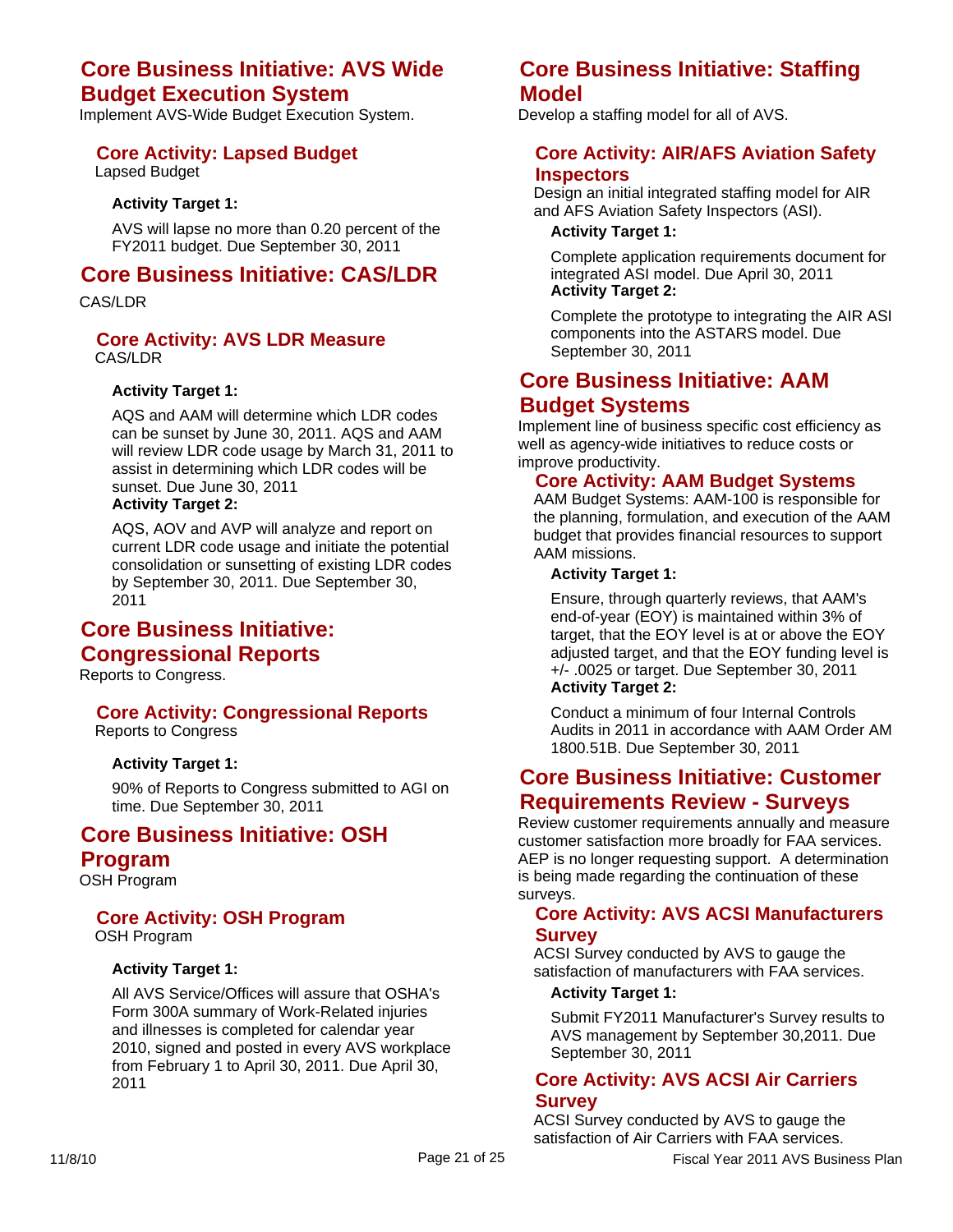## Core Business Initiative: AVS Wide Budget Execution System

Implement AVS-Wide Budget Execution System.

### Core Activity: Lapsed Budget

Lapsed Budget

**Activity Target 1:**

AVS will lapse no more than 0.20 percent of the FY2011 budget. Due September 30, 2011

## Core Business Initiative: CAS/LDR

CAS/LDR

### Core Activity: AVS LDR Measure

CAS/LDR

**Activity Target 1:**

AQS and AAM will determine which LDR codes can be sunset by June 30, 2011. AQS and AAM will review LDR code usage by March 31, 2011 to assist in determining which LDR codes will be sunset. Due June 30, 2011

**Activity Target 2:**

AQS, AOV and AVP will analyze and report on current LDR code usage and initiate the potential consolidation or sunsetting of existing LDR codes by September 30, 2011. Due September 30, 2011

## Core Business Initiative: Congressional Reports

Reports to Congress.

### Core Activity: Congressional Reports

Reports to Congress

**Activity Target 1:**

90% of Reports to Congress submitted to AGI on time. Due September 30, 2011

## Core Business Initiative: OSH Program

OSH Program

### Core Activity: OSH Program

OSH Program

**Activity Target 1:**

All AVS Service/Offices will assure that OSHA's Form 300A summary of Work-Related injuries and illnesses is completed for calendar year 2010, signed and posted in every AVS workplace from February 1 to April 30, 2011. Due April 30, 2011

## Core Business Initiative: Staffing Model

Develop a staffing model for all of AVS.

### Core Activity: AIR/AFS Aviation Safety Inspectors

Design an initial integrated staffing model for AIR and AFS Aviation Safety Inspectors (ASI).

**Activity Target 1:**

Complete application requirements document for integrated ASI model. Due April 30, 2011

**Activity Target 2:**

Complete the prototype to integrating the AIR ASI components into the ASTARS model. Due September 30, 2011

## Core Business Initiative: AAM Budget Systems

Implement line of business specific cost efficiency as well as agency-wide initiatives to reduce costs or improve productivity.

### Core Activity: AAM Budget Systems

AAM Budget Systems: AAM-100 is responsible for the planning, formulation, and execution of the AAM budget that provides financial resources to support AAM missions.

**Activity Target 1:**

Ensure, through quarterly reviews, that AAM's end-of-year (EOY) is maintained within 3% of target, that the EOY level is at or above the EOY adjusted target, and that the EOY funding level is +/- .0025 or target. Due September 30, 2011

**Activity Target 2:**

Conduct a minimum of four Internal Controls Audits in 2011 in accordance with AAM Order AM 1800.51B. Due September 30, 2011

## Core Business Initiative: Customer Requirements Review - Surveys

Review customer requirements annually and measure customer satisfaction more broadly for FAA services. AEP is no longer requesting support. A determination is being made regarding the continuation of these surveys.

### Core Activity: AVS ACSI Manufacturers Survey

ACSI Survey conducted by AVS to gauge the satisfaction of manufacturers with FAA services.

**Activity Target 1:**

Submit FY2011 Manufacturer's Survey results to AVS management by September 30,2011. Due September 30, 2011

### Core Activity: AVS ACSI Air Carriers Survey

ACSI Survey conducted by AVS to gauge the satisfaction of Air Carriers with FAA services.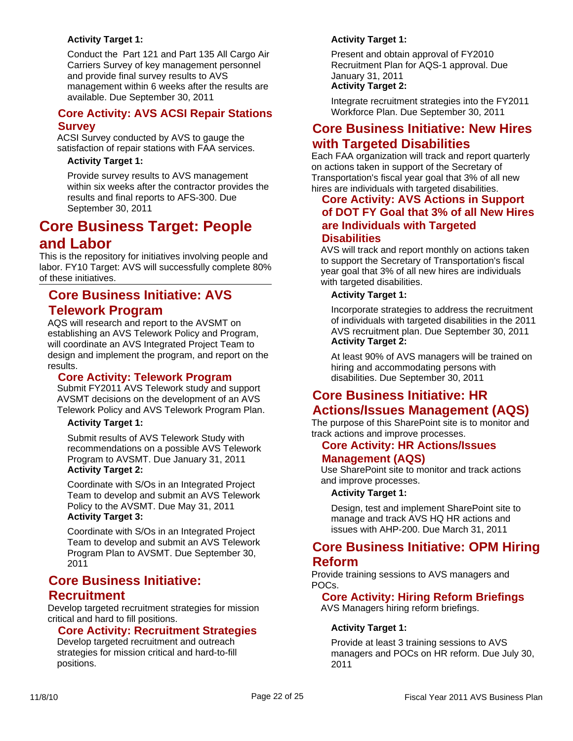**Activity Target 1:**

Conduct the Part 121 and Part 135 All Cargo Air Carriers Survey of key management personnel and provide final survey results to AVS management within 6 weeks after the results are available. Due September 30, 2011

### Core Activity: AVS ACSI Repair Stations Survey

ACSI Survey conducted by AVS to gauge the satisfaction of repair stations with FAA services.

**Activity Target 1:**

Provide survey results to AVS management within six weeks after the contractor provides the results and final reports to AFS-300. Due September 30, 2011

# Core Business Target: People and Labor

This is the repository for initiatives involving people and labor. FY10 Target: AVS will successfully complete 80% of these initiatives.

## Core Business Initiative: AVS Telework Program

AQS will research and report to the AVSMT on establishing an AVS Telework Policy and Program, will coordinate an AVS Integrated Project Team to design and implement the program, and report on the results.

### Core Activity: Telework Program

Submit FY2011 AVS Telework study and support AVSMT decisions on the development of an AVS Telework Policy and AVS Telework Program Plan.

**Activity Target 1:**

Submit results of AVS Telework Study with recommendations on a possible AVS Telework Program to AVSMT. Due January 31, 2011

**Activity Target 2:**

Coordinate with S/Os in an Integrated Project Team to develop and submit an AVS Telework Policy to the AVSMT. Due May 31, 2011

**Activity Target 3:**

Coordinate with S/Os in an Integrated Project Team to develop and submit an AVS Telework Program Plan to AVSMT. Due September 30, 2011

## Core Business Initiative: Recruitment

Develop targeted recruitment strategies for mission critical and hard to fill positions.

### Core Activity: Recruitment Strategies

Develop targeted recruitment and outreach strategies for mission critical and hard-to-fill positions.

**Activity Target 1:**

Present and obtain approval of FY2010 Recruitment Plan for AQS-1 approval. Due January 31, 2011

**Activity Target 2:**

Integrate recruitment strategies into the FY2011 Workforce Plan. Due September 30, 2011

## Core Business Initiative: New Hires with Targeted Disabilities

Each FAA organization will track and report quarterly on actions taken in support of the Secretary of Transportation's fiscal year goal that 3% of all new hires are individuals with targeted disabilities.

### Core Activity: AVS Actions in Support of DOT FY Goal that 3% of all New Hires are Individuals with Targeted Disabilities

AVS will track and report monthly on actions taken to support the Secretary of Transportation's fiscal year goal that 3% of all new hires are individuals with targeted disabilities.

**Activity Target 1:**

Incorporate strategies to address the recruitment of individuals with targeted disabilities in the 2011 AVS recruitment plan. Due September 30, 2011

**Activity Target 2:**

At least 90% of AVS managers will be trained on hiring and accommodating persons with disabilities. Due September 30, 2011

## Core Business Initiative: HR Actions/Issues Management (AQS)

The purpose of this SharePoint site is to monitor and track actions and improve processes.

### Core Activity: HR Actions/Issues Management (AQS)

Use SharePoint site to monitor and track actions and improve processes.

**Activity Target 1:**

Design, test and implement SharePoint site to manage and track AVS HQ HR actions and issues with AHP-200. Due March 31, 2011

## Core Business Initiative: OPM Hiring Reform

Provide training sessions to AVS managers and POCs.

### Core Activity: Hiring Reform Briefings

AVS Managers hiring reform briefings.

**Activity Target 1:**

Provide at least 3 training sessions to AVS managers and POCs on HR reform. Due July 30, 2011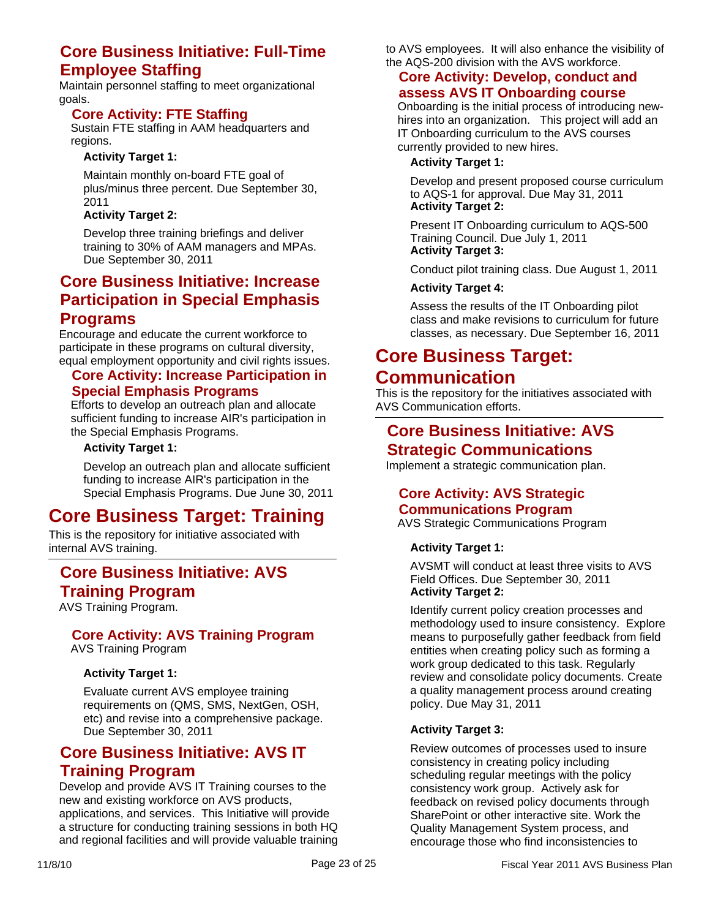## Core Business Initiative: Full-Time Employee Staffing

Maintain personnel staffing to meet organizational goals.

### Core Activity: FTE Staffing

Sustain FTE staffing in AAM headquarters and regions.

**Activity Target 1:**

Maintain monthly on-board FTE goal of plus/minus three percent. Due September 30, 2011

**Activity Target 2:**

Develop three training briefings and deliver training to 30% of AAM managers and MPAs. Due September 30, 2011

## Core Business Initiative: Increase Participation in Special Emphasis Programs

Encourage and educate the current workforce to participate in these programs on cultural diversity, equal employment opportunity and civil rights issues.

### Core Activity: Increase Participation in Special Emphasis Programs

Efforts to develop an outreach plan and allocate sufficient funding to increase AIR's participation in the Special Emphasis Programs.

**Activity Target 1:**

Develop an outreach plan and allocate sufficient funding to increase AIR's participation in the Special Emphasis Programs. Due June 30, 2011

# Core Business Target: Training

This is the repository for initiative associated with internal AVS training.

---

## Core Business Initiative: AVS Training Program

AVS Training Program.

### Core Activity: AVS Training Program

AVS Training Program

**Activity Target 1:**

Evaluate current AVS employee training requirements on (QMS, SMS, NextGen, OSH, etc) and revise into a comprehensive package. Due September 30, 2011

## Core Business Initiative: AVS IT Training Program

Develop and provide AVS IT Training courses to the new and existing workforce on AVS products, applications, and services. This Initiative will provide a structure for conducting training sessions in both HQ and regional facilities and will provide valuable training to AVS employees. It will also enhance the visibility of the AQS-200 division with the AVS workforce.

### Core Activity: Develop, conduct and assess AVS IT Onboarding course

Onboarding is the initial process of introducing new-hires into an organization. This project will add an IT Onboarding curriculum to the AVS courses currently provided to new hires.

**Activity Target 1:**

Develop and present proposed course curriculum to AQS-1 for approval. Due May 31, 2011

**Activity Target 2:**

Present IT Onboarding curriculum to AQS-500 Training Council. Due July 1, 2011

**Activity Target 3:**

Conduct pilot training class. Due August 1, 2011

**Activity Target 4:**

Assess the results of the IT Onboarding pilot class and make revisions to curriculum for future classes, as necessary. Due September 16, 2011

# Core Business Target: Communication

This is the repository for the initiatives associated with AVS Communication efforts.

---

## Core Business Initiative: AVS Strategic Communications

Implement a strategic communication plan.

### Core Activity: AVS Strategic Communications Program

AVS Strategic Communications Program

**Activity Target 1:**

AVSMT will conduct at least three visits to AVS Field Offices. Due September 30, 2011

**Activity Target 2:**

Identify current policy creation processes and methodology used to insure consistency. Explore means to purposefully gather feedback from field entities when creating policy such as forming a work group dedicated to this task. Regularly review and consolidate policy documents. Create a quality management process around creating policy. Due May 31, 2011

**Activity Target 3:**

Review outcomes of processes used to insure consistency in creating policy including scheduling regular meetings with the policy consistency work group. Actively ask for feedback on revised policy documents through SharePoint or other interactive site. Work the Quality Management System process, and encourage those who find inconsistencies to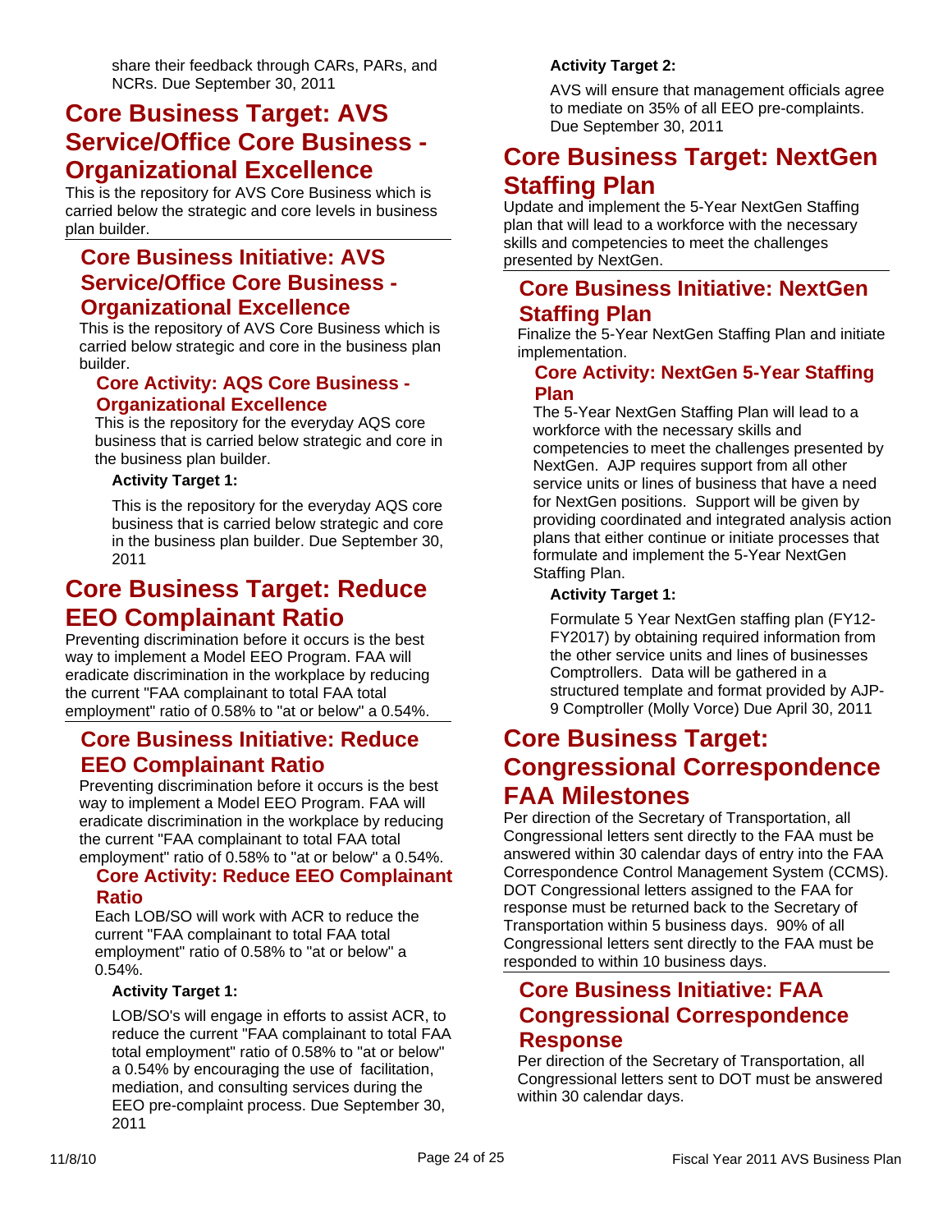share their feedback through CARs, PARs, and NCRs. Due September 30, 2011

# Core Business Target: AVS Service/Office Core Business - Organizational Excellence

This is the repository for AVS Core Business which is carried below the strategic and core levels in business plan builder.

## Core Business Initiative: AVS Service/Office Core Business - Organizational Excellence

This is the repository of AVS Core Business which is carried below strategic and core in the business plan builder.

### Core Activity: AQS Core Business - Organizational Excellence

This is the repository for the everyday AQS core business that is carried below strategic and core in the business plan builder.

**Activity Target 1:**

This is the repository for the everyday AQS core business that is carried below strategic and core in the business plan builder. Due September 30, 2011

# Core Business Target: Reduce EEO Complainant Ratio

Preventing discrimination before it occurs is the best way to implement a Model EEO Program. FAA will eradicate discrimination in the workplace by reducing the current "FAA complainant to total FAA total employment" ratio of 0.58% to "at or below" a 0.54%.

## Core Business Initiative: Reduce EEO Complainant Ratio

Preventing discrimination before it occurs is the best way to implement a Model EEO Program. FAA will eradicate discrimination in the workplace by reducing the current "FAA complainant to total FAA total employment" ratio of 0.58% to "at or below" a 0.54%.

### Core Activity: Reduce EEO Complainant Ratio

Each LOB/SO will work with ACR to reduce the current "FAA complainant to total FAA total employment" ratio of 0.58% to "at or below" a 0.54%.

**Activity Target 1:**

LOB/SO's will engage in efforts to assist ACR, to reduce the current "FAA complainant to total FAA total employment" ratio of 0.58% to "at or below" a 0.54% by encouraging the use of facilitation, mediation, and consulting services during the EEO pre-complaint process. Due September 30, 2011

**Activity Target 2:**

AVS will ensure that management officials agree to mediate on 35% of all EEO pre-complaints. Due September 30, 2011

# Core Business Target: NextGen Staffing Plan

Update and implement the 5-Year NextGen Staffing plan that will lead to a workforce with the necessary skills and competencies to meet the challenges presented by NextGen.

## Core Business Initiative: NextGen Staffing Plan

Finalize the 5-Year NextGen Staffing Plan and initiate implementation.

### Core Activity: NextGen 5-Year Staffing Plan

The 5-Year NextGen Staffing Plan will lead to a workforce with the necessary skills and competencies to meet the challenges presented by NextGen. AJP requires support from all other service units or lines of business that have a need for NextGen positions. Support will be given by providing coordinated and integrated analysis action plans that either continue or initiate processes that formulate and implement the 5-Year NextGen Staffing Plan.

**Activity Target 1:**

Formulate 5 Year NextGen staffing plan (FY12-FY2017) by obtaining required information from the other service units and lines of businesses Comptrollers. Data will be gathered in a structured template and format provided by AJP-9 Comptroller (Molly Vorce) Due April 30, 2011

# Core Business Target: Congressional Correspondence FAA Milestones

Per direction of the Secretary of Transportation, all Congressional letters sent directly to the FAA must be answered within 30 calendar days of entry into the FAA Correspondence Control Management System (CCMS). DOT Congressional letters assigned to the FAA for response must be returned back to the Secretary of Transportation within 5 business days. 90% of all Congressional letters sent directly to the FAA must be responded to within 10 business days.

## Core Business Initiative: FAA Congressional Correspondence Response

Per direction of the Secretary of Transportation, all Congressional letters sent to DOT must be answered within 30 calendar days.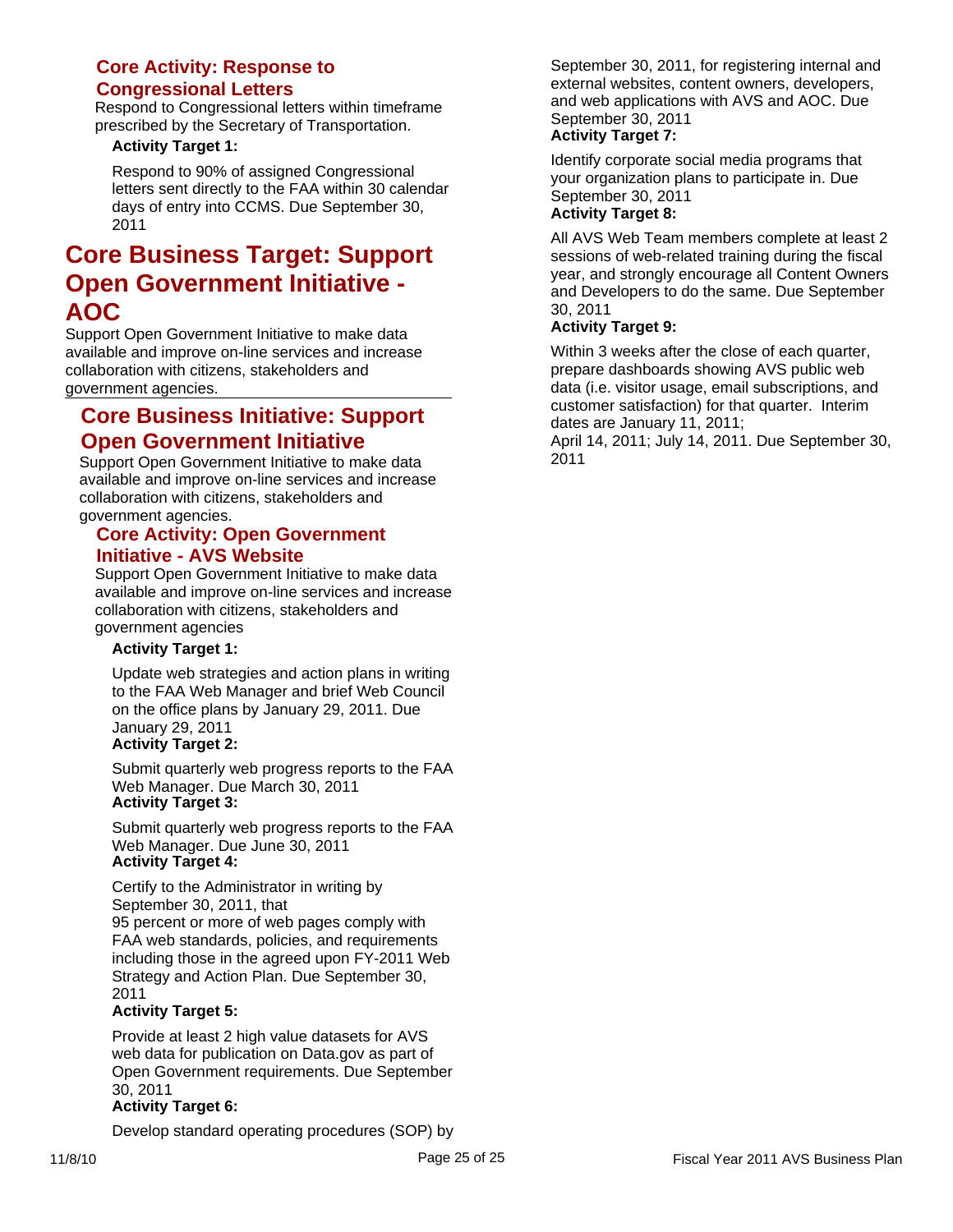#### Core Activity: Response to Congressional Letters

Respond to Congressional letters within timeframe prescribed by the Secretary of Transportation.

**Activity Target 1:**

Respond to 90% of assigned Congressional letters sent directly to the FAA within 30 calendar days of entry into CCMS. Due September 30, 2011

## Core Business Target: Support Open Government Initiative - AOC

Support Open Government Initiative to make data available and improve on-line services and increase collaboration with citizens, stakeholders and government agencies.

### Core Business Initiative: Support Open Government Initiative

Support Open Government Initiative to make data available and improve on-line services and increase collaboration with citizens, stakeholders and government agencies.

#### Core Activity: Open Government Initiative - AVS Website

Support Open Government Initiative to make data available and improve on-line services and increase collaboration with citizens, stakeholders and government agencies

**Activity Target 1:**

Update web strategies and action plans in writing to the FAA Web Manager and brief Web Council on the office plans by January 29, 2011. Due January 29, 2011

**Activity Target 2:**

Submit quarterly web progress reports to the FAA Web Manager. Due March 30, 2011

**Activity Target 3:**

Submit quarterly web progress reports to the FAA Web Manager. Due June 30, 2011

**Activity Target 4:**

Certify to the Administrator in writing by September 30, 2011, that
95 percent or more of web pages comply with FAA web standards, policies, and requirements including those in the agreed upon FY-2011 Web Strategy and Action Plan. Due September 30, 2011

**Activity Target 5:**

Provide at least 2 high value datasets for AVS web data for publication on Data.gov as part of Open Government requirements. Due September 30, 2011

**Activity Target 6:**

Develop standard operating procedures (SOP) by September 30, 2011, for registering internal and external websites, content owners, developers, and web applications with AVS and AOC. Due September 30, 2011

**Activity Target 7:**

Identify corporate social media programs that your organization plans to participate in. Due September 30, 2011

**Activity Target 8:**

All AVS Web Team members complete at least 2 sessions of web-related training during the fiscal year, and strongly encourage all Content Owners and Developers to do the same. Due September 30, 2011

**Activity Target 9:**

Within 3 weeks after the close of each quarter, prepare dashboards showing AVS public web data (i.e. visitor usage, email subscriptions, and customer satisfaction) for that quarter. Interim dates are January 11, 2011;
April 14, 2011; July 14, 2011. Due September 30, 2011